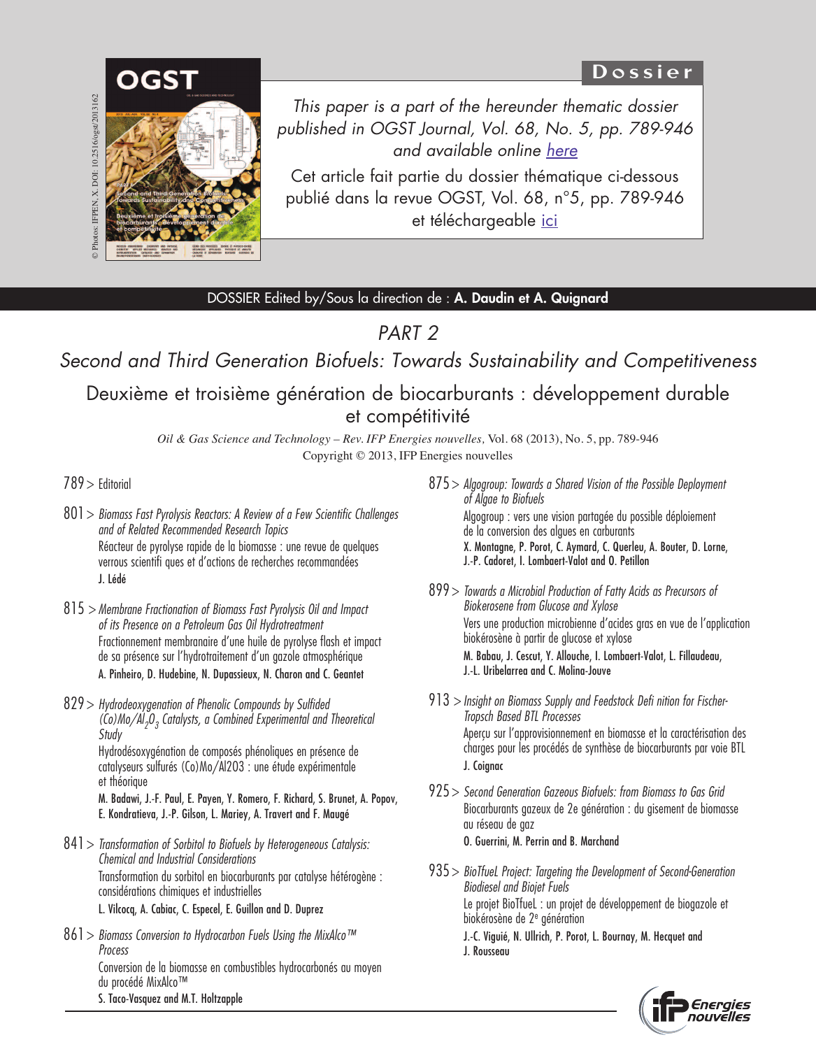© Photos: IFPEN, X. DOI: 10.2516/ogst/2013162

**Dossier**

*This paper is a part of the hereunder thematic dossier published in OGST Journal, Vol. 68, No. 5, pp. 789-946 and available online here*

Cet article fait partie du dossier thématique ci-dessous publié dans la revue OGST, Vol. 68, n°5, pp. 789-946 et téléchargeable ici

DOSSIER Edited by/Sous la direction de : **A. Daudin et A. Quignard**

# PART 2

## *Second and Third Generation Biofuels: Towards Sustainability and Competitiveness*

## Deuxième et troisième génération de biocarburants : développement durable et compétitivité

*Oil & Gas Science and Technology – Rev. IFP Energies nouvelles,* Vol. 68 (2013), No. 5, pp. 789-946
Copyright © 2013, IFP Energies nouvelles

789 > Editorial

801 > *Biomass Fast Pyrolysis Reactors: A Review of a Few Scientific Challenges and of Related Recommended Research Topics*
Réacteur de pyrolyse rapide de la biomasse : une revue de quelques verrous scientifi ques et d'actions de recherches recommandées
**J. Lédé**

815 > *Membrane Fractionation of Biomass Fast Pyrolysis Oil and Impact of its Presence on a Petroleum Gas Oil Hydrotreatment*
Fractionnement membranaire d'une huile de pyrolyse flash et impact de sa présence sur l'hydrotraitement d'un gazole atmosphérique
**A. Pinheiro, D. Hudebine, N. Dupassieux, N. Charon and C. Geantet**

829 > *Hydrodeoxygenation of Phenolic Compounds by Sulfided (Co)Mo/$Al_2O_3$ Catalysts, a Combined Experimental and Theoretical Study*
Hydrodésoxygénation de composés phénoliques en présence de catalyseurs sulfurés (Co)Mo/Al2O3 : une étude expérimentale et théorique
**M. Badawi, J.-F. Paul, E. Payen, Y. Romero, F. Richard, S. Brunet, A. Popov, E. Kondratieva, J.-P. Gilson, L. Mariey, A. Travert and F. Maugé**

841 > *Transformation of Sorbitol to Biofuels by Heterogeneous Catalysis: Chemical and Industrial Considerations*
Transformation du sorbitol en biocarburants par catalyse hétérogène : considérations chimiques et industrielles
**L. Vilcocq, A. Cabiac, C. Especel, E. Guillon and D. Duprez**

861 > *Biomass Conversion to Hydrocarbon Fuels Using the MixAlco™ Process*
Conversion de la biomasse en combustibles hydrocarbonés au moyen du procédé MixAlco™
**S. Taco-Vasquez and M.T. Holtzapple**

875 > *Algogroup: Towards a Shared Vision of the Possible Deployment of Algae to Biofuels*
Algogroup : vers une vision partagée du possible déploiement de la conversion des algues en carburants
**X. Montagne, P. Porot, C. Aymard, C. Querleu, A. Bouter, D. Lorne, J.-P. Cadoret, I. Lombaert-Valot and O. Petillon**

899 > *Towards a Microbial Production of Fatty Acids as Precursors of Biokerosene from Glucose and Xylose*
Vers une production microbienne d'acides gras en vue de l'application biokérosène à partir de glucose et xylose
**M. Babau, J. Cescut, Y. Allouche, I. Lombaert-Valot, L. Fillaudeau, J.-L. Uribelarrea and C. Molina-Jouve**

913 > *Insight on Biomass Supply and Feedstock Defi nition for Fischer-Tropsch Based BTL Processes*
Aperçu sur l'approvisionnement en biomasse et la caractérisation des charges pour les procédés de synthèse de biocarburants par voie BTL
**J. Coignac**

925 > *Second Generation Gazeous Biofuels: from Biomass to Gas Grid*
Biocarburants gazeux de 2e génération : du gisement de biomasse au réseau de gaz
**O. Guerrini, M. Perrin and B. Marchand**

935 > *BioTfueL Project: Targeting the Development of Second-Generation Biodiesel and Biojet Fuels*
Le projet BioTfueL : un projet de développement de biogazole et biokérosène de 2e génération
**J.-C. Viguié, N. Ullrich, P. Porot, L. Bournay, M. Hecquet and J. Rousseau**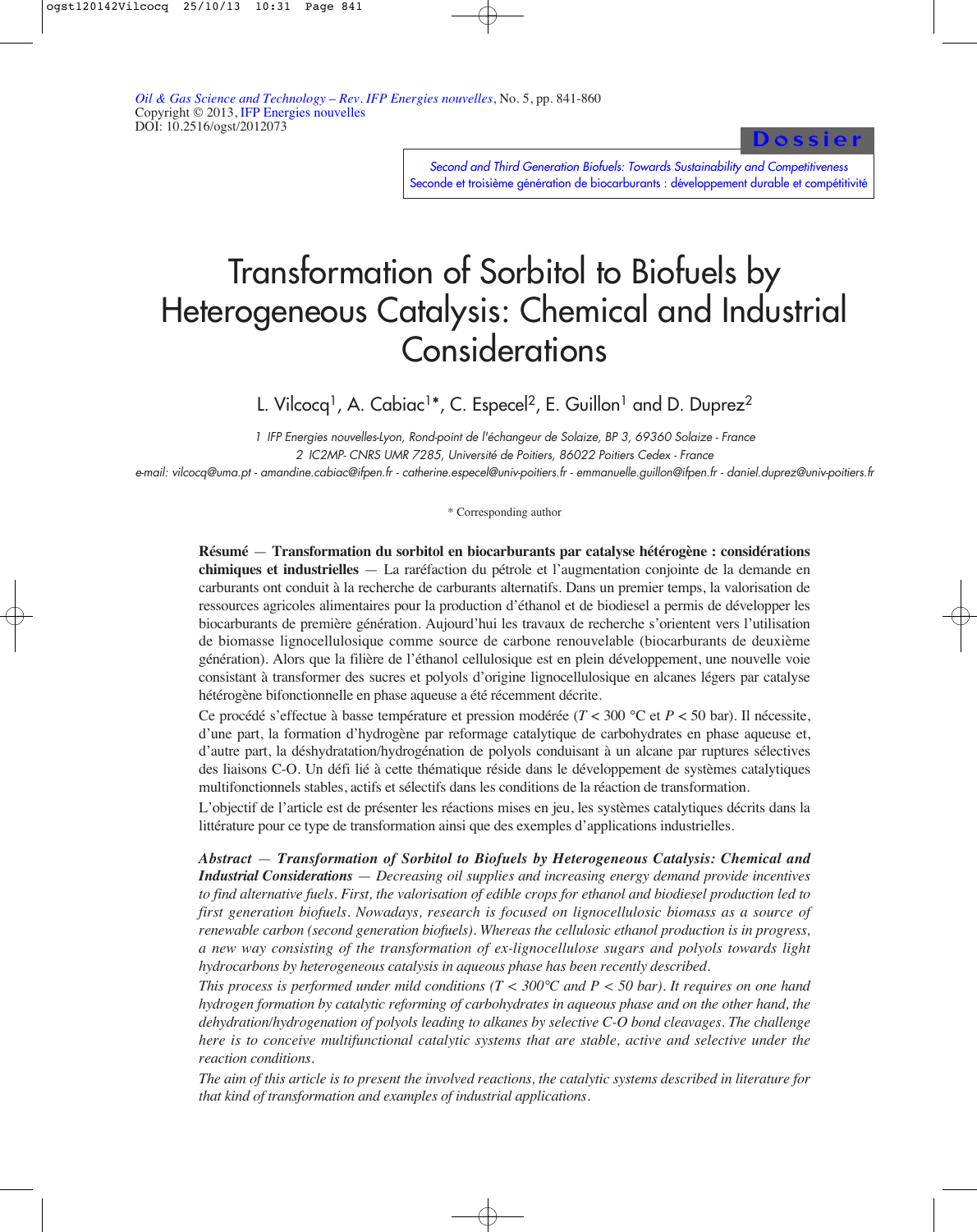Oil & Gas Science and Technology – Rev. IFP Energies nouvelles, No. 5, pp. 841-860
Copyright © 2013, IFP Energies nouvelles
DOI: 10.2516/ogst/2012073

**Dossier**

*Second and Third Generation Biofuels: Towards Sustainability and Competitiveness*
Seconde et troisième génération de biocarburants : développement durable et compétitivité

# Transformation of Sorbitol to Biofuels by Heterogeneous Catalysis: Chemical and Industrial Considerations

L. Vilcocq[1], A. Cabiac[1]*, C. Especel[2], E. Guillon[1] and D. Duprez[2]

*1 IFP Energies nouvelles-Lyon, Rond-point de l'échangeur de Solaize, BP 3, 69360 Solaize - France*
*2 IC2MP- CNRS UMR 7285, Université de Poitiers, 86022 Poitiers Cedex - France*
*e-mail: vilcocq@uma.pt - amandine.cabiac@ifpen.fr - catherine.especel@univ-poitiers.fr - emmanuelle.guillon@ifpen.fr - daniel.duprez@univ-poitiers.fr*

\* Corresponding author

**Résumé — Transformation du sorbitol en biocarburants par catalyse hétérogène : considérations chimiques et industrielles** — La raréfaction du pétrole et l'augmentation conjointe de la demande en carburants ont conduit à la recherche de carburants alternatifs. Dans un premier temps, la valorisation de ressources agricoles alimentaires pour la production d'éthanol et de biodiesel a permis de développer les biocarburants de première génération. Aujourd'hui les travaux de recherche s'orientent vers l'utilisation de biomasse lignocellulosique comme source de carbone renouvelable (biocarburants de deuxième génération). Alors que la filière de l'éthanol cellulosique est en plein développement, une nouvelle voie consistant à transformer des sucres et polyols d'origine lignocellulosique en alcanes légers par catalyse hétérogène bifonctionnelle en phase aqueuse a été récemment décrite.

Ce procédé s'effectue à basse température et pression modérée ($T < 300$ °C et $P < 50$ bar). Il nécessite, d'une part, la formation d'hydrogène par reformage catalytique de carbohydrates en phase aqueuse et, d'autre part, la déshydratation/hydrogénation de polyols conduisant à un alcane par ruptures sélectives des liaisons C-O. Un défi lié à cette thématique réside dans le développement de systèmes catalytiques multifonctionnels stables, actifs et sélectifs dans les conditions de la réaction de transformation.

L'objectif de l'article est de présenter les réactions mises en jeu, les systèmes catalytiques décrits dans la littérature pour ce type de transformation ainsi que des exemples d'applications industrielles.

***Abstract — Transformation of Sorbitol to Biofuels by Heterogeneous Catalysis: Chemical and Industrial Considerations*** — *Decreasing oil supplies and increasing energy demand provide incentives to find alternative fuels. First, the valorisation of edible crops for ethanol and biodiesel production led to first generation biofuels. Nowadays, research is focused on lignocellulosic biomass as a source of renewable carbon (second generation biofuels). Whereas the cellulosic ethanol production is in progress, a new way consisting of the transformation of ex-lignocellulose sugars and polyols towards light hydrocarbons by heterogeneous catalysis in aqueous phase has been recently described.*

*This process is performed under mild conditions ($T < 300$°C and $P < 50$ bar). It requires on one hand hydrogen formation by catalytic reforming of carbohydrates in aqueous phase and on the other hand, the dehydration/hydrogenation of polyols leading to alkanes by selective C-O bond cleavages. The challenge here is to conceive multifunctional catalytic systems that are stable, active and selective under the reaction conditions.*

*The aim of this article is to present the involved reactions, the catalytic systems described in literature for that kind of transformation and examples of industrial applications.*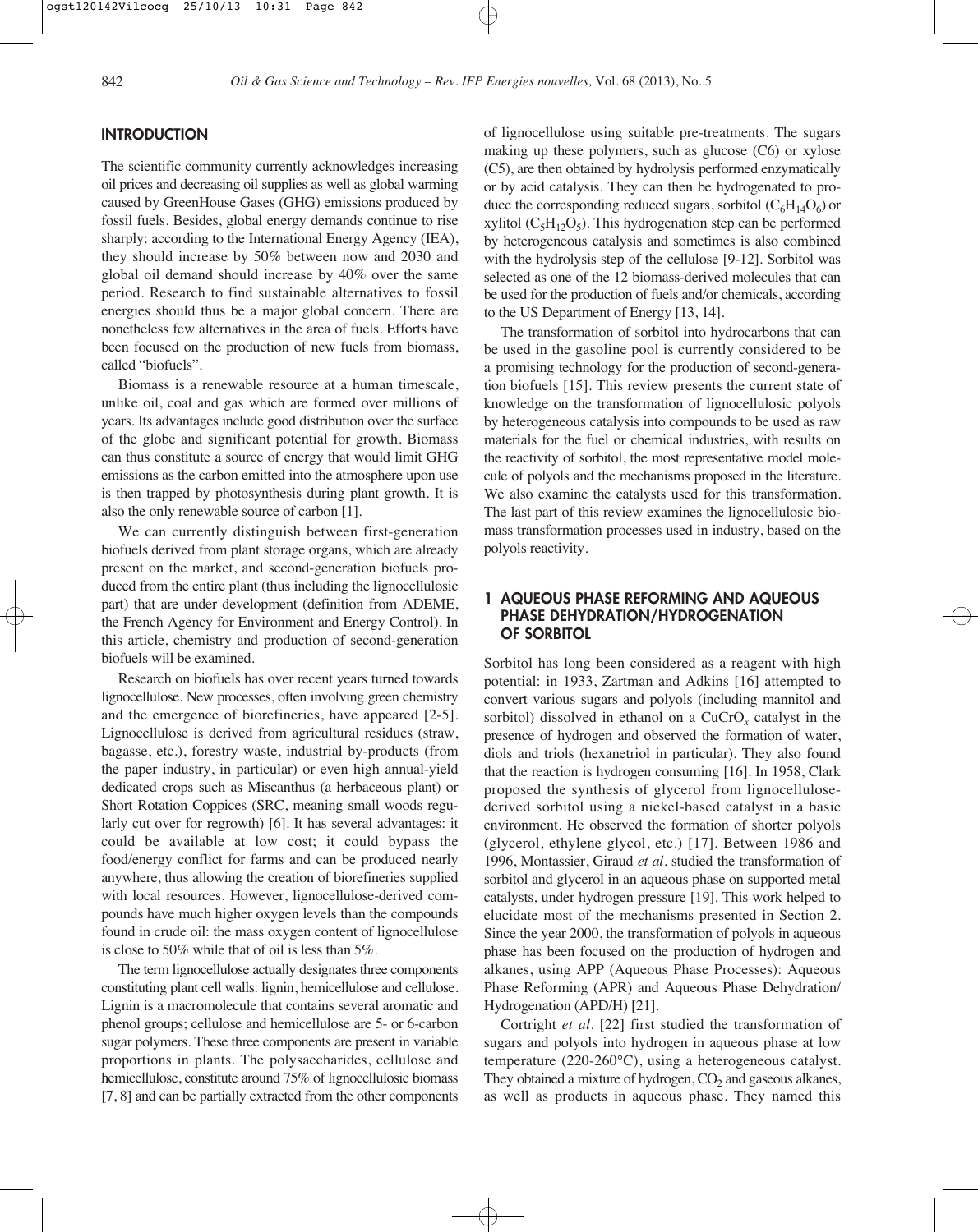## INTRODUCTION

The scientific community currently acknowledges increasing oil prices and decreasing oil supplies as well as global warming caused by GreenHouse Gases (GHG) emissions produced by fossil fuels. Besides, global energy demands continue to rise sharply: according to the International Energy Agency (IEA), they should increase by 50% between now and 2030 and global oil demand should increase by 40% over the same period. Research to find sustainable alternatives to fossil energies should thus be a major global concern. There are nonetheless few alternatives in the area of fuels. Efforts have been focused on the production of new fuels from biomass, called "biofuels".

Biomass is a renewable resource at a human timescale, unlike oil, coal and gas which are formed over millions of years. Its advantages include good distribution over the surface of the globe and significant potential for growth. Biomass can thus constitute a source of energy that would limit GHG emissions as the carbon emitted into the atmosphere upon use is then trapped by photosynthesis during plant growth. It is also the only renewable source of carbon [1].

We can currently distinguish between first-generation biofuels derived from plant storage organs, which are already present on the market, and second-generation biofuels produced from the entire plant (thus including the lignocellulosic part) that are under development (definition from ADEME, the French Agency for Environment and Energy Control). In this article, chemistry and production of second-generation biofuels will be examined.

Research on biofuels has over recent years turned towards lignocellulose. New processes, often involving green chemistry and the emergence of biorefineries, have appeared [2-5]. Lignocellulose is derived from agricultural residues (straw, bagasse, etc.), forestry waste, industrial by-products (from the paper industry, in particular) or even high annual-yield dedicated crops such as Miscanthus (a herbaceous plant) or Short Rotation Coppices (SRC, meaning small woods regularly cut over for regrowth) [6]. It has several advantages: it could be available at low cost; it could bypass the food/energy conflict for farms and can be produced nearly anywhere, thus allowing the creation of biorefineries supplied with local resources. However, lignocellulose-derived compounds have much higher oxygen levels than the compounds found in crude oil: the mass oxygen content of lignocellulose is close to 50% while that of oil is less than 5%.

The term lignocellulose actually designates three components constituting plant cell walls: lignin, hemicellulose and cellulose. Lignin is a macromolecule that contains several aromatic and phenol groups; cellulose and hemicellulose are 5- or 6-carbon sugar polymers. These three components are present in variable proportions in plants. The polysaccharides, cellulose and hemicellulose, constitute around 75% of lignocellulosic biomass [7, 8] and can be partially extracted from the other components of lignocellulose using suitable pre-treatments. The sugars making up these polymers, such as glucose (C6) or xylose (C5), are then obtained by hydrolysis performed enzymatically or by acid catalysis. They can then be hydrogenated to produce the corresponding reduced sugars, sorbitol ($C_6H_{14}O_6$) or xylitol ($C_5H_{12}O_5$). This hydrogenation step can be performed by heterogeneous catalysis and sometimes is also combined with the hydrolysis step of the cellulose [9-12]. Sorbitol was selected as one of the 12 biomass-derived molecules that can be used for the production of fuels and/or chemicals, according to the US Department of Energy [13, 14].

The transformation of sorbitol into hydrocarbons that can be used in the gasoline pool is currently considered to be a promising technology for the production of second-generation biofuels [15]. This review presents the current state of knowledge on the transformation of lignocellulosic polyols by heterogeneous catalysis into compounds to be used as raw materials for the fuel or chemical industries, with results on the reactivity of sorbitol, the most representative model molecule of polyols and the mechanisms proposed in the literature. We also examine the catalysts used for this transformation. The last part of this review examines the lignocellulosic biomass transformation processes used in industry, based on the polyols reactivity.

## 1 AQUEOUS PHASE REFORMING AND AQUEOUS PHASE DEHYDRATION/HYDROGENATION OF SORBITOL

Sorbitol has long been considered as a reagent with high potential: in 1933, Zartman and Adkins [16] attempted to convert various sugars and polyols (including mannitol and sorbitol) dissolved in ethanol on a $CuCrO_x$ catalyst in the presence of hydrogen and observed the formation of water, diols and triols (hexanetriol in particular). They also found that the reaction is hydrogen consuming [16]. In 1958, Clark proposed the synthesis of glycerol from lignocellulose-derived sorbitol using a nickel-based catalyst in a basic environment. He observed the formation of shorter polyols (glycerol, ethylene glycol, etc.) [17]. Between 1986 and 1996, Montassier, Giraud *et al.* studied the transformation of sorbitol and glycerol in an aqueous phase on supported metal catalysts, under hydrogen pressure [19]. This work helped to elucidate most of the mechanisms presented in Section 2. Since the year 2000, the transformation of polyols in aqueous phase has been focused on the production of hydrogen and alkanes, using APP (Aqueous Phase Processes): Aqueous Phase Reforming (APR) and Aqueous Phase Dehydration/Hydrogenation (APD/H) [21].

Cortright *et al.* [22] first studied the transformation of sugars and polyols into hydrogen in aqueous phase at low temperature (220-260°C), using a heterogeneous catalyst. They obtained a mixture of hydrogen, $CO_2$ and gaseous alkanes, as well as products in aqueous phase. They named this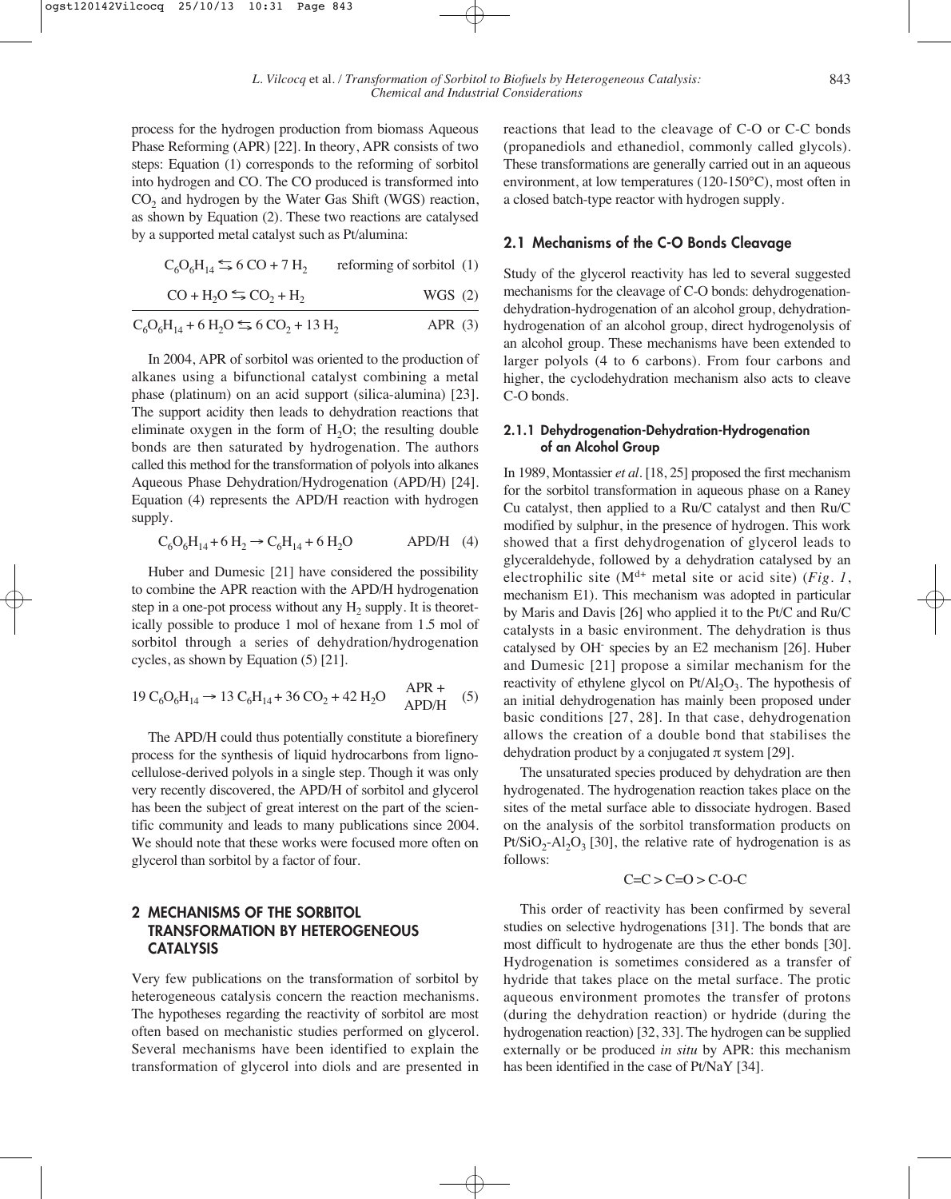process for the hydrogen production from biomass Aqueous Phase Reforming (APR) [22]. In theory, APR consists of two steps: Equation (1) corresponds to the reforming of sorbitol into hydrogen and CO. The CO produced is transformed into $CO_2$ and hydrogen by the Water Gas Shift (WGS) reaction, as shown by Equation (2). These two reactions are catalysed by a supported metal catalyst such as Pt/alumina:

$$C_6O_6H_{14} \leftrightarrows 6\,CO + 7\,H_2 \qquad \text{reforming of sorbitol} \quad (1)$$

$$CO + H_2O \leftrightarrows CO_2 + H_2 \qquad \text{WGS} \quad (2)$$

$$C_6O_6H_{14} + 6\,H_2O \leftrightarrows 6\,CO_2 + 13\,H_2 \qquad \text{APR} \quad (3)$$

In 2004, APR of sorbitol was oriented to the production of alkanes using a bifunctional catalyst combining a metal phase (platinum) on an acid support (silica-alumina) [23]. The support acidity then leads to dehydration reactions that eliminate oxygen in the form of $H_2O$; the resulting double bonds are then saturated by hydrogenation. The authors called this method for the transformation of polyols into alkanes Aqueous Phase Dehydration/Hydrogenation (APD/H) [24]. Equation (4) represents the APD/H reaction with hydrogen supply.

$$C_6O_6H_{14} + 6\,H_2 \rightarrow C_6H_{14} + 6\,H_2O \qquad \text{APD/H} \quad (4)$$

Huber and Dumesic [21] have considered the possibility to combine the APR reaction with the APD/H hydrogenation step in a one-pot process without any $H_2$ supply. It is theoretically possible to produce 1 mol of hexane from 1.5 mol of sorbitol through a series of dehydration/hydrogenation cycles, as shown by Equation (5) [21].

$$19\,C_6O_6H_{14} \rightarrow 13\,C_6H_{14} + 36\,CO_2 + 42\,H_2O \qquad \text{APR + APD/H} \quad (5)$$

The APD/H could thus potentially constitute a biorefinery process for the synthesis of liquid hydrocarbons from lignocellulose-derived polyols in a single step. Though it was only very recently discovered, the APD/H of sorbitol and glycerol has been the subject of great interest on the part of the scientific community and leads to many publications since 2004. We should note that these works were focused more often on glycerol than sorbitol by a factor of four.

## 2 MECHANISMS OF THE SORBITOL TRANSFORMATION BY HETEROGENEOUS CATALYSIS

Very few publications on the transformation of sorbitol by heterogeneous catalysis concern the reaction mechanisms. The hypotheses regarding the reactivity of sorbitol are most often based on mechanistic studies performed on glycerol. Several mechanisms have been identified to explain the transformation of glycerol into diols and are presented in reactions that lead to the cleavage of C-O or C-C bonds (propanediols and ethanediol, commonly called glycols). These transformations are generally carried out in an aqueous environment, at low temperatures (120-150°C), most often in a closed batch-type reactor with hydrogen supply.

### 2.1 Mechanisms of the C-O Bonds Cleavage

Study of the glycerol reactivity has led to several suggested mechanisms for the cleavage of C-O bonds: dehydrogenation-dehydration-hydrogenation of an alcohol group, dehydration-hydrogenation of an alcohol group, direct hydrogenolysis of an alcohol group. These mechanisms have been extended to larger polyols (4 to 6 carbons). From four carbons and higher, the cyclodehydration mechanism also acts to cleave C-O bonds.

#### 2.1.1 Dehydrogenation-Dehydration-Hydrogenation of an Alcohol Group

In 1989, Montassier *et al*. [18, 25] proposed the first mechanism for the sorbitol transformation in aqueous phase on a Raney Cu catalyst, then applied to a Ru/C catalyst and then Ru/C modified by sulphur, in the presence of hydrogen. This work showed that a first dehydrogenation of glycerol leads to glyceraldehyde, followed by a dehydration catalysed by an electrophilic site ($M^{\delta+}$ metal site or acid site) (*Fig. 1*, mechanism E1). This mechanism was adopted in particular by Maris and Davis [26] who applied it to the Pt/C and Ru/C catalysts in a basic environment. The dehydration is thus catalysed by $OH^-$ species by an E2 mechanism [26]. Huber and Dumesic [21] propose a similar mechanism for the reactivity of ethylene glycol on $Pt/Al_2O_3$. The hypothesis of an initial dehydrogenation has mainly been proposed under basic conditions [27, 28]. In that case, dehydrogenation allows the creation of a double bond that stabilises the dehydration product by a conjugated $\pi$ system [29].

The unsaturated species produced by dehydration are then hydrogenated. The hydrogenation reaction takes place on the sites of the metal surface able to dissociate hydrogen. Based on the analysis of the sorbitol transformation products on $Pt/SiO_2$-$Al_2O_3$ [30], the relative rate of hydrogenation is as follows:

$$C{=}C > C{=}O > C{-}O{-}C$$

This order of reactivity has been confirmed by several studies on selective hydrogenations [31]. The bonds that are most difficult to hydrogenate are thus the ether bonds [30]. Hydrogenation is sometimes considered as a transfer of hydride that takes place on the metal surface. The protic aqueous environment promotes the transfer of protons (during the dehydration reaction) or hydride (during the hydrogenation reaction) [32, 33]. The hydrogen can be supplied externally or be produced *in situ* by APR: this mechanism has been identified in the case of Pt/NaY [34].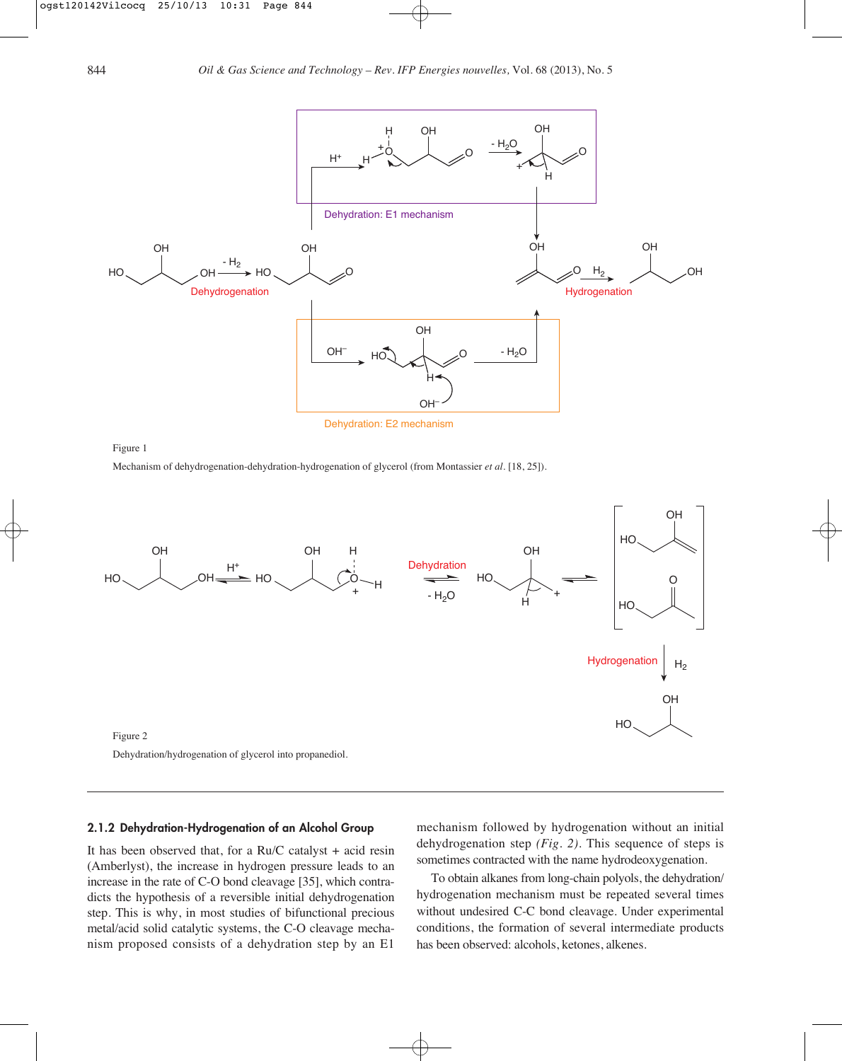Figure 1

Mechanism of dehydrogenation-dehydration-hydrogenation of glycerol (from Montassier *et al*. [18, 25]).

Figure 2

Dehydration/hydrogenation of glycerol into propanediol.

#### 2.1.2 Dehydration-Hydrogenation of an Alcohol Group

It has been observed that, for a Ru/C catalyst + acid resin (Amberlyst), the increase in hydrogen pressure leads to an increase in the rate of C-O bond cleavage [35], which contradicts the hypothesis of a reversible initial dehydrogenation step. This is why, in most studies of bifunctional precious metal/acid solid catalytic systems, the C-O cleavage mechanism proposed consists of a dehydration step by an E1 mechanism followed by hydrogenation without an initial dehydrogenation step *(Fig. 2)*. This sequence of steps is sometimes contracted with the name hydrodeoxygenation.

To obtain alkanes from long-chain polyols, the dehydration/hydrogenation mechanism must be repeated several times without undesired C-C bond cleavage. Under experimental conditions, the formation of several intermediate products has been observed: alcohols, ketones, alkenes.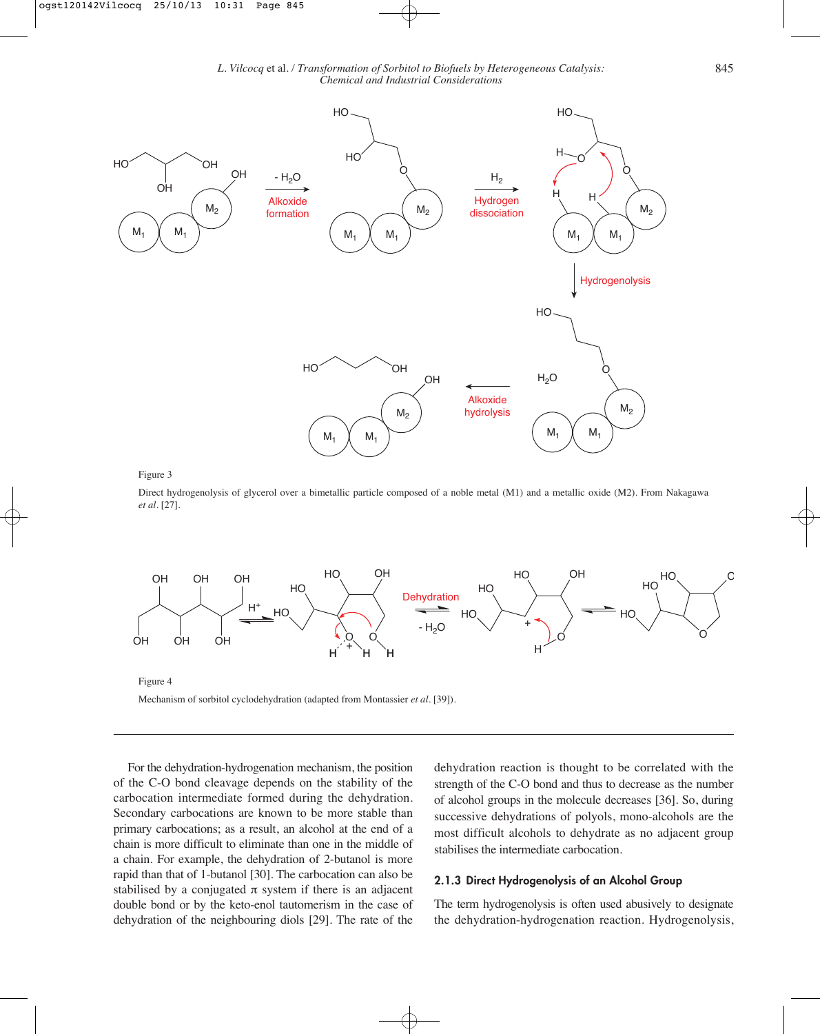Figure 3

Direct hydrogenolysis of glycerol over a bimetallic particle composed of a noble metal (M1) and a metallic oxide (M2). From Nakagawa *et al*. [27].

Figure 4

Mechanism of sorbitol cyclodehydration (adapted from Montassier *et al*. [39]).

For the dehydration-hydrogenation mechanism, the position of the C-O bond cleavage depends on the stability of the carbocation intermediate formed during the dehydration. Secondary carbocations are known to be more stable than primary carbocations; as a result, an alcohol at the end of a chain is more difficult to eliminate than one in the middle of a chain. For example, the dehydration of 2-butanol is more rapid than that of 1-butanol [30]. The carbocation can also be stabilised by a conjugated π system if there is an adjacent double bond or by the keto-enol tautomerism in the case of dehydration of the neighbouring diols [29]. The rate of the dehydration reaction is thought to be correlated with the strength of the C-O bond and thus to decrease as the number of alcohol groups in the molecule decreases [36]. So, during successive dehydrations of polyols, mono-alcohols are the most difficult alcohols to dehydrate as no adjacent group stabilises the intermediate carbocation.

### 2.1.3 Direct Hydrogenolysis of an Alcohol Group

The term hydrogenolysis is often used abusively to designate the dehydration-hydrogenation reaction. Hydrogenolysis,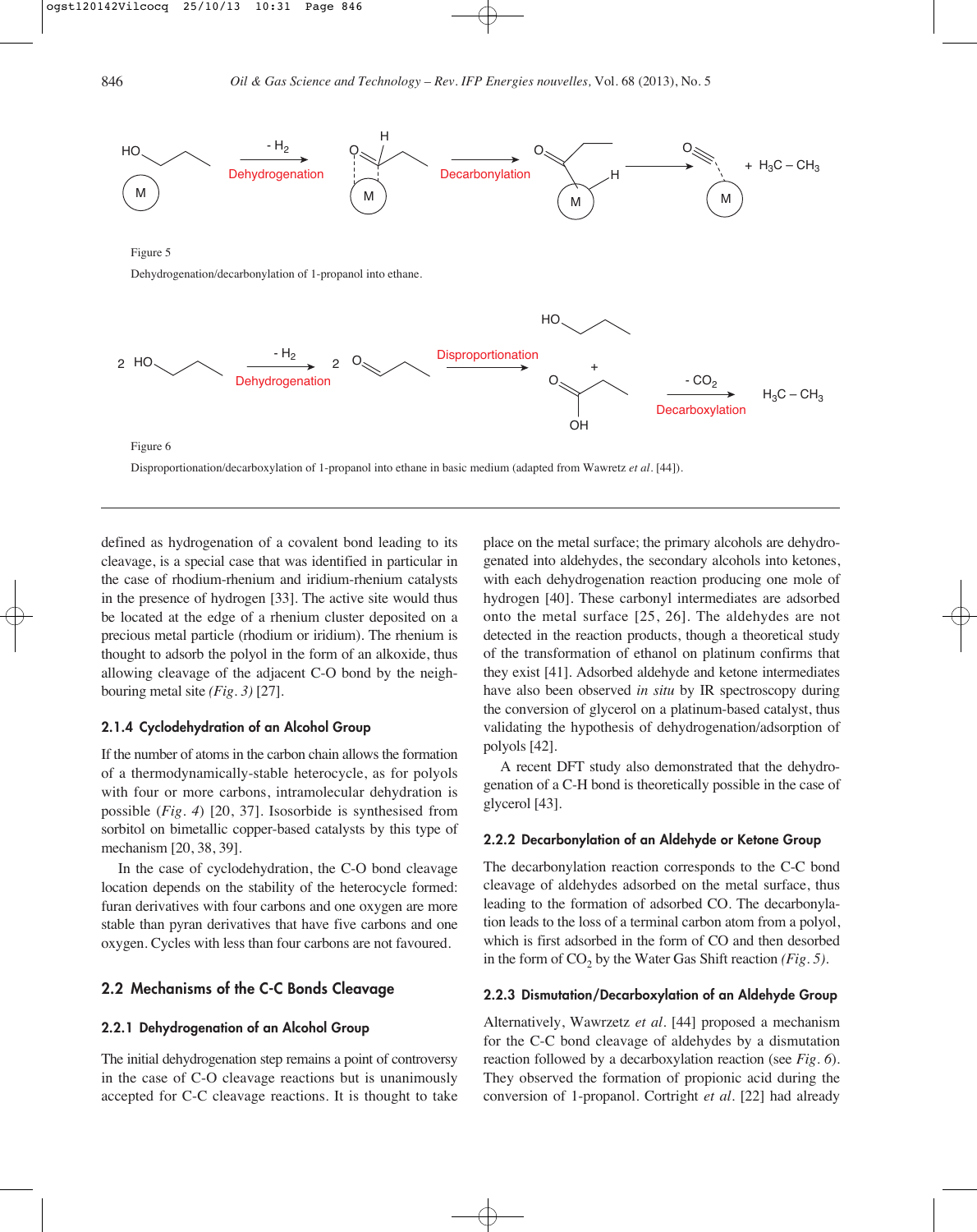Figure 5

Dehydrogenation/decarbonylation of 1-propanol into ethane.

Figure 6

Disproportionation/decarboxylation of 1-propanol into ethane in basic medium (adapted from Wawretz *et al.* [44]).

defined as hydrogenation of a covalent bond leading to its cleavage, is a special case that was identified in particular in the case of rhodium-rhenium and iridium-rhenium catalysts in the presence of hydrogen [33]. The active site would thus be located at the edge of a rhenium cluster deposited on a precious metal particle (rhodium or iridium). The rhenium is thought to adsorb the polyol in the form of an alkoxide, thus allowing cleavage of the adjacent C-O bond by the neighbouring metal site *(Fig. 3)* [27].

### 2.1.4 Cyclodehydration of an Alcohol Group

If the number of atoms in the carbon chain allows the formation of a thermodynamically-stable heterocycle, as for polyols with four or more carbons, intramolecular dehydration is possible (*Fig. 4*) [20, 37]. Isosorbide is synthesised from sorbitol on bimetallic copper-based catalysts by this type of mechanism [20, 38, 39].

In the case of cyclodehydration, the C-O bond cleavage location depends on the stability of the heterocycle formed: furan derivatives with four carbons and one oxygen are more stable than pyran derivatives that have five carbons and one oxygen. Cycles with less than four carbons are not favoured.

## 2.2 Mechanisms of the C-C Bonds Cleavage

### 2.2.1 Dehydrogenation of an Alcohol Group

The initial dehydrogenation step remains a point of controversy in the case of C-O cleavage reactions but is unanimously accepted for C-C cleavage reactions. It is thought to take place on the metal surface; the primary alcohols are dehydrogenated into aldehydes, the secondary alcohols into ketones, with each dehydrogenation reaction producing one mole of hydrogen [40]. These carbonyl intermediates are adsorbed onto the metal surface [25, 26]. The aldehydes are not detected in the reaction products, though a theoretical study of the transformation of ethanol on platinum confirms that they exist [41]. Adsorbed aldehyde and ketone intermediates have also been observed *in situ* by IR spectroscopy during the conversion of glycerol on a platinum-based catalyst, thus validating the hypothesis of dehydrogenation/adsorption of polyols [42].

A recent DFT study also demonstrated that the dehydrogenation of a C-H bond is theoretically possible in the case of glycerol [43].

### 2.2.2 Decarbonylation of an Aldehyde or Ketone Group

The decarbonylation reaction corresponds to the C-C bond cleavage of aldehydes adsorbed on the metal surface, thus leading to the formation of adsorbed CO. The decarbonylation leads to the loss of a terminal carbon atom from a polyol, which is first adsorbed in the form of CO and then desorbed in the form of $CO_2$ by the Water Gas Shift reaction *(Fig. 5)*.

### 2.2.3 Dismutation/Decarboxylation of an Aldehyde Group

Alternatively, Wawrzetz *et al.* [44] proposed a mechanism for the C-C bond cleavage of aldehydes by a dismutation reaction followed by a decarboxylation reaction (see *Fig. 6*). They observed the formation of propionic acid during the conversion of 1-propanol. Cortright *et al.* [22] had already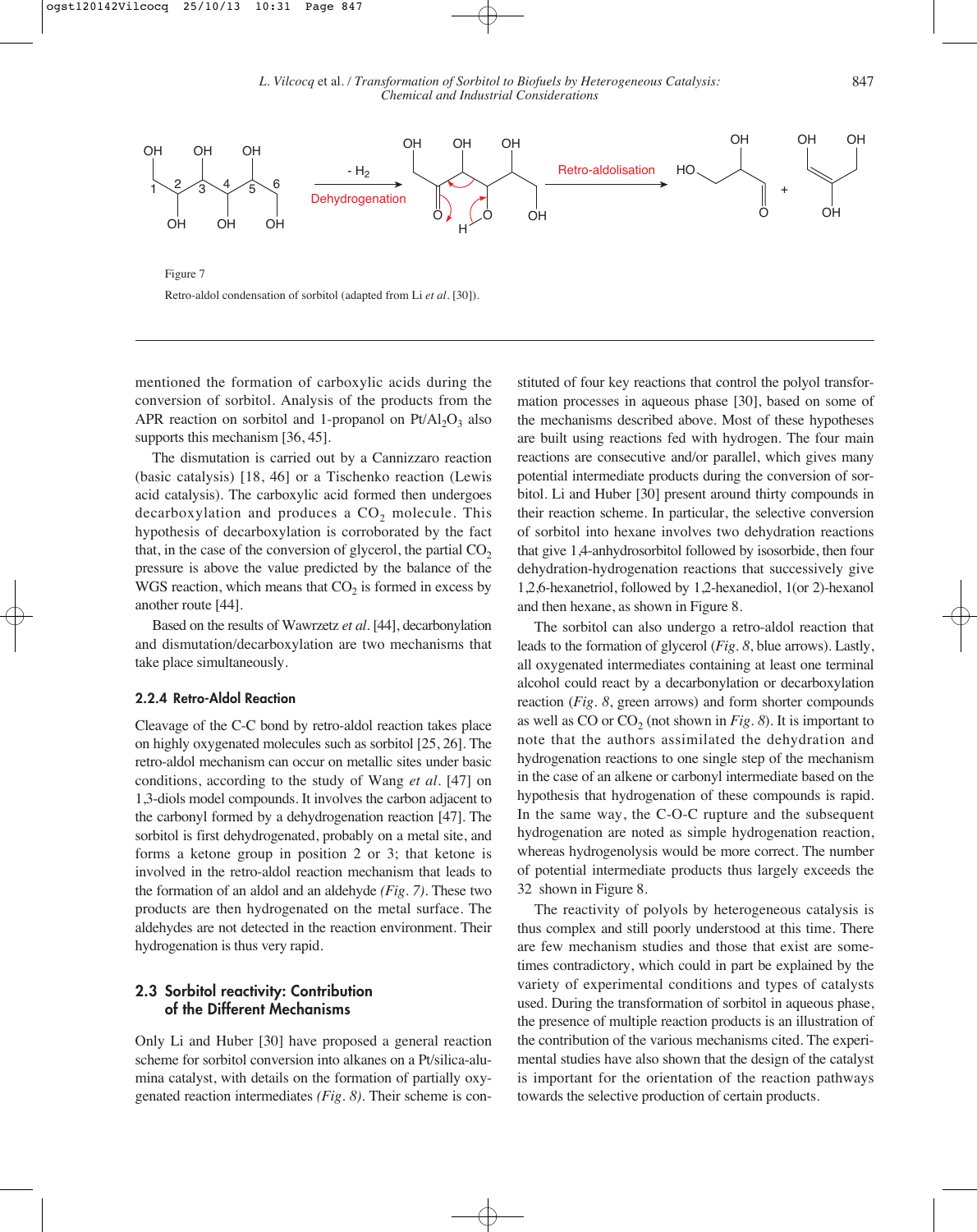Figure 7

Retro-aldol condensation of sorbitol (adapted from Li *et al.* [30]).

mentioned the formation of carboxylic acids during the conversion of sorbitol. Analysis of the products from the APR reaction on sorbitol and 1-propanol on $Pt/Al_2O_3$ also supports this mechanism [36, 45].

The dismutation is carried out by a Cannizzaro reaction (basic catalysis) [18, 46] or a Tischenko reaction (Lewis acid catalysis). The carboxylic acid formed then undergoes decarboxylation and produces a $CO_2$ molecule. This hypothesis of decarboxylation is corroborated by the fact that, in the case of the conversion of glycerol, the partial $CO_2$ pressure is above the value predicted by the balance of the WGS reaction, which means that $CO_2$ is formed in excess by another route [44].

Based on the results of Wawrzetz *et al.* [44], decarbonylation and dismutation/decarboxylation are two mechanisms that take place simultaneously.

### 2.2.4 Retro-Aldol Reaction

Cleavage of the C-C bond by retro-aldol reaction takes place on highly oxygenated molecules such as sorbitol [25, 26]. The retro-aldol mechanism can occur on metallic sites under basic conditions, according to the study of Wang *et al.* [47] on 1,3-diols model compounds. It involves the carbon adjacent to the carbonyl formed by a dehydrogenation reaction [47]. The sorbitol is first dehydrogenated, probably on a metal site, and forms a ketone group in position 2 or 3; that ketone is involved in the retro-aldol reaction mechanism that leads to the formation of an aldol and an aldehyde *(Fig. 7)*. These two products are then hydrogenated on the metal surface. The aldehydes are not detected in the reaction environment. Their hydrogenation is thus very rapid.

## 2.3 Sorbitol reactivity: Contribution of the Different Mechanisms

Only Li and Huber [30] have proposed a general reaction scheme for sorbitol conversion into alkanes on a Pt/silica-alumina catalyst, with details on the formation of partially oxygenated reaction intermediates *(Fig. 8)*. Their scheme is constituted of four key reactions that control the polyol transformation processes in aqueous phase [30], based on some of the mechanisms described above. Most of these hypotheses are built using reactions fed with hydrogen. The four main reactions are consecutive and/or parallel, which gives many potential intermediate products during the conversion of sorbitol. Li and Huber [30] present around thirty compounds in their reaction scheme. In particular, the selective conversion of sorbitol into hexane involves two dehydration reactions that give 1,4-anhydrosorbitol followed by isosorbide, then four dehydration-hydrogenation reactions that successively give 1,2,6-hexanetriol, followed by 1,2-hexanediol, 1(or 2)-hexanol and then hexane, as shown in Figure 8.

The sorbitol can also undergo a retro-aldol reaction that leads to the formation of glycerol (*Fig. 8*, blue arrows). Lastly, all oxygenated intermediates containing at least one terminal alcohol could react by a decarbonylation or decarboxylation reaction (*Fig. 8*, green arrows) and form shorter compounds as well as CO or $CO_2$ (not shown in *Fig. 8*). It is important to note that the authors assimilated the dehydration and hydrogenation reactions to one single step of the mechanism in the case of an alkene or carbonyl intermediate based on the hypothesis that hydrogenation of these compounds is rapid. In the same way, the C-O-C rupture and the subsequent hydrogenation are noted as simple hydrogenation reaction, whereas hydrogenolysis would be more correct. The number of potential intermediate products thus largely exceeds the 32 shown in Figure 8.

The reactivity of polyols by heterogeneous catalysis is thus complex and still poorly understood at this time. There are few mechanism studies and those that exist are sometimes contradictory, which could in part be explained by the variety of experimental conditions and types of catalysts used. During the transformation of sorbitol in aqueous phase, the presence of multiple reaction products is an illustration of the contribution of the various mechanisms cited. The experimental studies have also shown that the design of the catalyst is important for the orientation of the reaction pathways towards the selective production of certain products.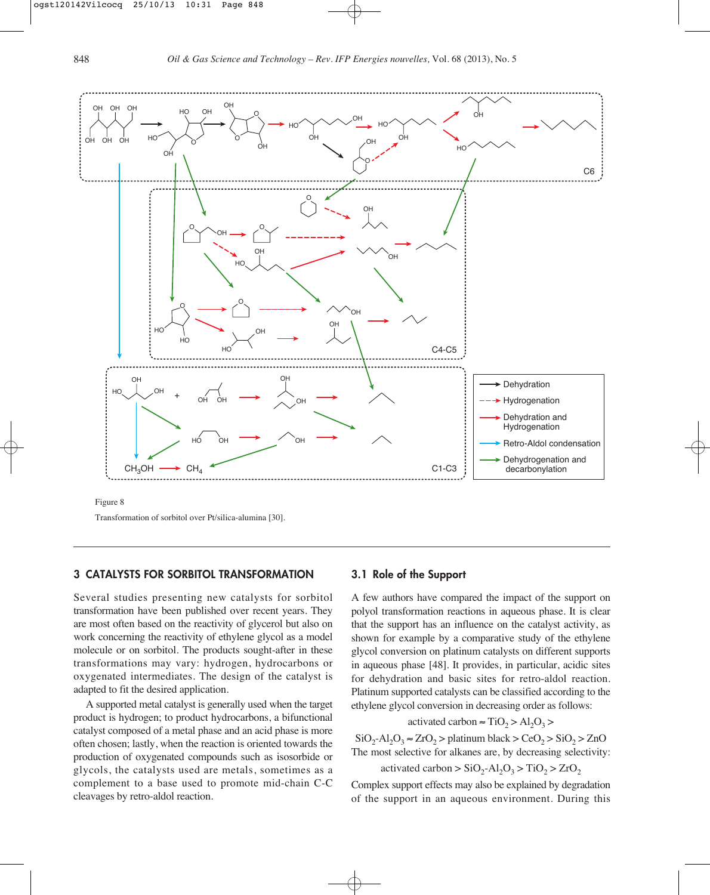Figure 8

Transformation of sorbitol over Pt/silica-alumina [30].

## 3 CATALYSTS FOR SORBITOL TRANSFORMATION

Several studies presenting new catalysts for sorbitol transformation have been published over recent years. They are most often based on the reactivity of glycerol but also on work concerning the reactivity of ethylene glycol as a model molecule or on sorbitol. The products sought-after in these transformations may vary: hydrogen, hydrocarbons or oxygenated intermediates. The design of the catalyst is adapted to fit the desired application.

A supported metal catalyst is generally used when the target product is hydrogen; to product hydrocarbons, a bifunctional catalyst composed of a metal phase and an acid phase is more often chosen; lastly, when the reaction is oriented towards the production of oxygenated compounds such as isosorbide or glycols, the catalysts used are metals, sometimes as a complement to a base used to promote mid-chain C-C cleavages by retro-aldol reaction.

### 3.1 Role of the Support

A few authors have compared the impact of the support on polyol transformation reactions in aqueous phase. It is clear that the support has an influence on the catalyst activity, as shown for example by a comparative study of the ethylene glycol conversion on platinum catalysts on different supports in aqueous phase [48]. It provides, in particular, acidic sites for dehydration and basic sites for retro-aldol reaction. Platinum supported catalysts can be classified according to the ethylene glycol conversion in decreasing order as follows:

$$\text{activated carbon} \approx TiO_2 > Al_2O_3 >$$
$$SiO_2\text{-}Al_2O_3 \approx ZrO_2 > \text{platinum black} > CeO_2 > SiO_2 > ZnO$$

The most selective for alkanes are, by decreasing selectivity:

$$\text{activated carbon} > SiO_2\text{-}Al_2O_3 > TiO_2 > ZrO_2$$

Complex support effects may also be explained by degradation of the support in an aqueous environment. During this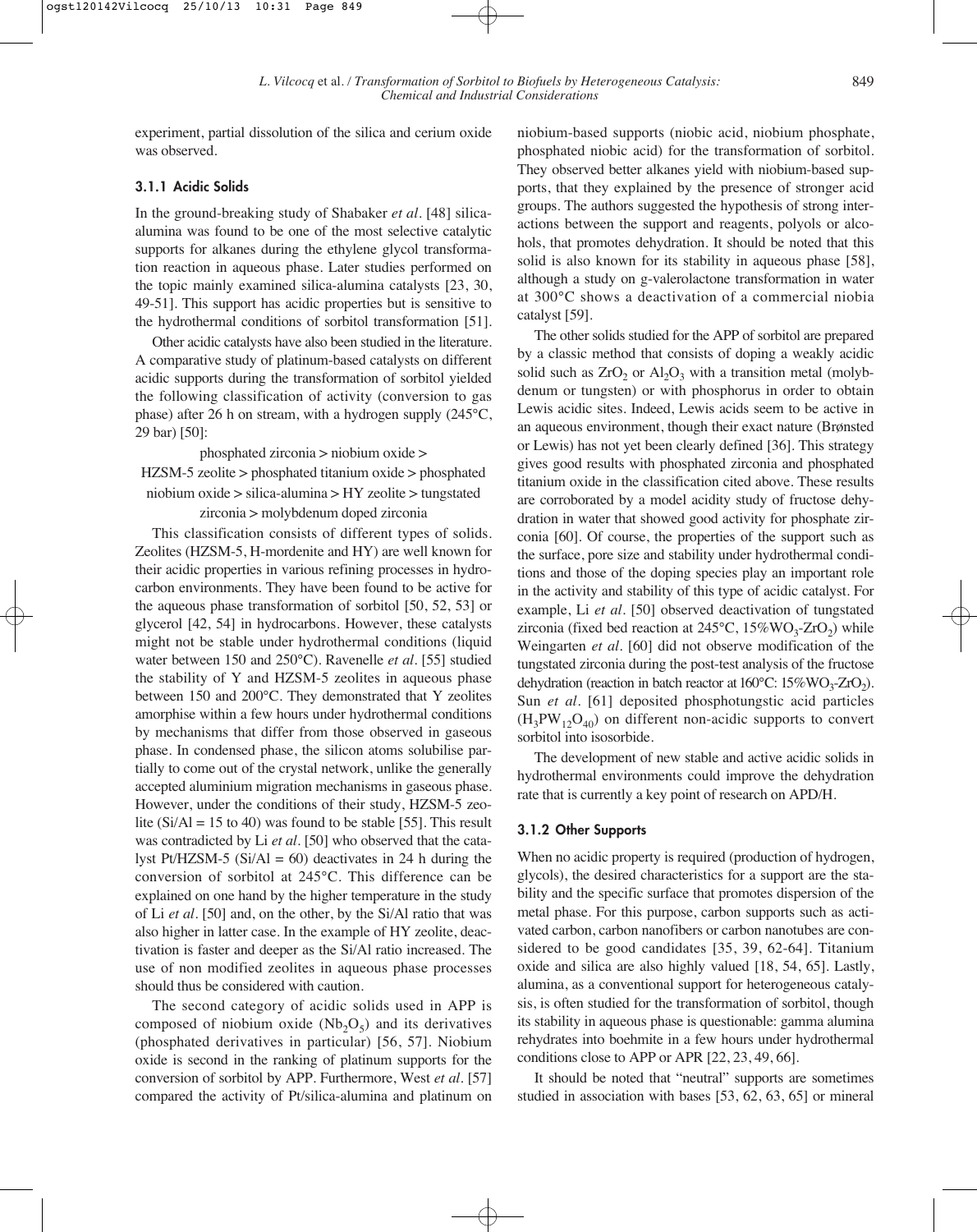experiment, partial dissolution of the silica and cerium oxide was observed.

### 3.1.1 Acidic Solids

In the ground-breaking study of Shabaker *et al.* [48] silica-alumina was found to be one of the most selective catalytic supports for alkanes during the ethylene glycol transformation reaction in aqueous phase. Later studies performed on the topic mainly examined silica-alumina catalysts [23, 30, 49-51]. This support has acidic properties but is sensitive to the hydrothermal conditions of sorbitol transformation [51].

Other acidic catalysts have also been studied in the literature. A comparative study of platinum-based catalysts on different acidic supports during the transformation of sorbitol yielded the following classification of activity (conversion to gas phase) after 26 h on stream, with a hydrogen supply (245°C, 29 bar) [50]:

phosphated zirconia > niobium oxide > HZSM-5 zeolite > phosphated titanium oxide > phosphated niobium oxide > silica-alumina > HY zeolite > tungstated zirconia > molybdenum doped zirconia

This classification consists of different types of solids. Zeolites (HZSM-5, H-mordenite and HY) are well known for their acidic properties in various refining processes in hydrocarbon environments. They have been found to be active for the aqueous phase transformation of sorbitol [50, 52, 53] or glycerol [42, 54] in hydrocarbons. However, these catalysts might not be stable under hydrothermal conditions (liquid water between 150 and 250°C). Ravenelle *et al.* [55] studied the stability of Y and HZSM-5 zeolites in aqueous phase between 150 and 200°C. They demonstrated that Y zeolites amorphise within a few hours under hydrothermal conditions by mechanisms that differ from those observed in gaseous phase. In condensed phase, the silicon atoms solubilise partially to come out of the crystal network, unlike the generally accepted aluminium migration mechanisms in gaseous phase. However, under the conditions of their study, HZSM-5 zeolite (Si/Al = 15 to 40) was found to be stable [55]. This result was contradicted by Li *et al.* [50] who observed that the catalyst Pt/HZSM-5 (Si/Al = 60) deactivates in 24 h during the conversion of sorbitol at 245°C. This difference can be explained on one hand by the higher temperature in the study of Li *et al.* [50] and, on the other, by the Si/Al ratio that was also higher in latter case. In the example of HY zeolite, deactivation is faster and deeper as the Si/Al ratio increased. The use of non modified zeolites in aqueous phase processes should thus be considered with caution.

The second category of acidic solids used in APP is composed of niobium oxide ($Nb_2O_5$) and its derivatives (phosphated derivatives in particular) [56, 57]. Niobium oxide is second in the ranking of platinum supports for the conversion of sorbitol by APP. Furthermore, West *et al.* [57] compared the activity of Pt/silica-alumina and platinum on niobium-based supports (niobic acid, niobium phosphate, phosphated niobic acid) for the transformation of sorbitol. They observed better alkanes yield with niobium-based supports, that they explained by the presence of stronger acid groups. The authors suggested the hypothesis of strong interactions between the support and reagents, polyols or alcohols, that promotes dehydration. It should be noted that this solid is also known for its stability in aqueous phase [58], although a study on g-valerolactone transformation in water at 300°C shows a deactivation of a commercial niobia catalyst [59].

The other solids studied for the APP of sorbitol are prepared by a classic method that consists of doping a weakly acidic solid such as $ZrO_2$ or $Al_2O_3$ with a transition metal (molybdenum or tungsten) or with phosphorus in order to obtain Lewis acidic sites. Indeed, Lewis acids seem to be active in an aqueous environment, though their exact nature (Brønsted or Lewis) has not yet been clearly defined [36]. This strategy gives good results with phosphated zirconia and phosphated titanium oxide in the classification cited above. These results are corroborated by a model acidity study of fructose dehydration in water that showed good activity for phosphate zirconia [60]. Of course, the properties of the support such as the surface, pore size and stability under hydrothermal conditions and those of the doping species play an important role in the activity and stability of this type of acidic catalyst. For example, Li *et al.* [50] observed deactivation of tungstated zirconia (fixed bed reaction at 245°C, 15%$WO_3$-$ZrO_2$) while Weingarten *et al.* [60] did not observe modification of the tungstated zirconia during the post-test analysis of the fructose dehydration (reaction in batch reactor at 160°C: 15%$WO_3$-$ZrO_2$). Sun *et al.* [61] deposited phosphotungstic acid particles ($H_3PW_{12}O_{40}$) on different non-acidic supports to convert sorbitol into isosorbide.

The development of new stable and active acidic solids in hydrothermal environments could improve the dehydration rate that is currently a key point of research on APD/H.

### 3.1.2 Other Supports

When no acidic property is required (production of hydrogen, glycols), the desired characteristics for a support are the stability and the specific surface that promotes dispersion of the metal phase. For this purpose, carbon supports such as activated carbon, carbon nanofibers or carbon nanotubes are considered to be good candidates [35, 39, 62-64]. Titanium oxide and silica are also highly valued [18, 54, 65]. Lastly, alumina, as a conventional support for heterogeneous catalysis, is often studied for the transformation of sorbitol, though its stability in aqueous phase is questionable: gamma alumina rehydrates into boehmite in a few hours under hydrothermal conditions close to APP or APR [22, 23, 49, 66].

It should be noted that "neutral" supports are sometimes studied in association with bases [53, 62, 63, 65] or mineral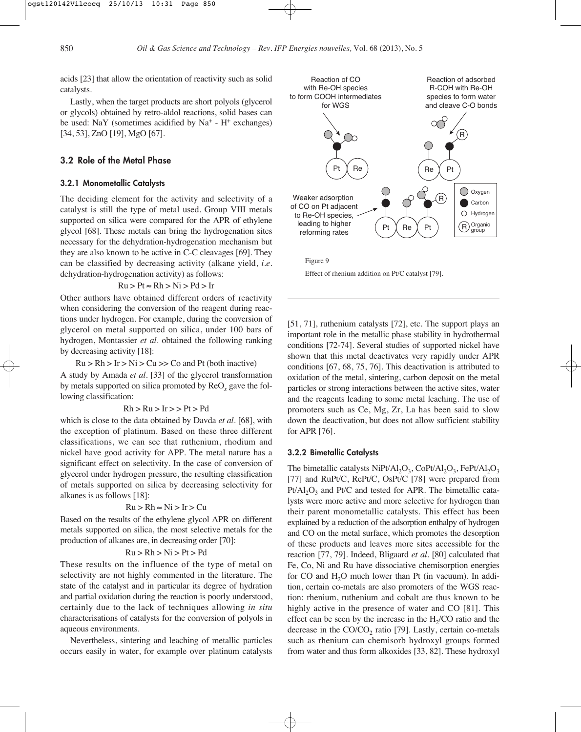acids [23] that allow the orientation of reactivity such as solid catalysts.

Lastly, when the target products are short polyols (glycerol or glycols) obtained by retro-aldol reactions, solid bases can be used: NaY (sometimes acidified by $Na^+$ - $H^+$ exchanges) [34, 53], ZnO [19], MgO [67].

## 3.2 Role of the Metal Phase

### 3.2.1 Monometallic Catalysts

The deciding element for the activity and selectivity of a catalyst is still the type of metal used. Group VIII metals supported on silica were compared for the APR of ethylene glycol [68]. These metals can bring the hydrogenation sites necessary for the dehydration-hydrogenation mechanism but they are also known to be active in C-C cleavages [69]. They can be classified by decreasing activity (alkane yield, *i.e.* dehydration-hydrogenation activity) as follows:

$$Ru > Pt \approx Rh > Ni > Pd > Ir$$

Other authors have obtained different orders of reactivity when considering the conversion of the reagent during reactions under hydrogen. For example, during the conversion of glycerol on metal supported on silica, under 100 bars of hydrogen, Montassier *et al.* obtained the following ranking by decreasing activity [18]:

$$Ru > Rh > Ir > Ni > Cu >> Co \text{ and } Pt \text{ (both inactive)}$$

A study by Amada *et al.* [33] of the glycerol transformation by metals supported on silica promoted by $ReO_x$ gave the following classification:

$$Rh > Ru > Ir >> Pt > Pd$$

which is close to the data obtained by Davda *et al.* [68], with the exception of platinum. Based on these three different classifications, we can see that ruthenium, rhodium and nickel have good activity for APP. The metal nature has a significant effect on selectivity. In the case of conversion of glycerol under hydrogen pressure, the resulting classification of metals supported on silica by decreasing selectivity for alkanes is as follows [18]:

$$Ru > Rh \approx Ni > Ir > Cu$$

Based on the results of the ethylene glycol APR on different metals supported on silica, the most selective metals for the production of alkanes are, in decreasing order [70]:

$$Ru > Rh > Ni > Pt > Pd$$

These results on the influence of the type of metal on selectivity are not highly commented in the literature. The state of the catalyst and in particular its degree of hydration and partial oxidation during the reaction is poorly understood, certainly due to the lack of techniques allowing *in situ* characterisations of catalysts for the conversion of polyols in aqueous environments.

Nevertheless, sintering and leaching of metallic particles occurs easily in water, for example over platinum catalysts [51, 71], ruthenium catalysts [72], etc. The support plays an important role in the metallic phase stability in hydrothermal conditions [72-74]. Several studies of supported nickel have shown that this metal deactivates very rapidly under APR conditions [67, 68, 75, 76]. This deactivation is attributed to oxidation of the metal, sintering, carbon deposit on the metal particles or strong interactions between the active sites, water and the reagents leading to some metal leaching. The use of promoters such as Ce, Mg, Zr, La has been said to slow down the deactivation, but does not allow sufficient stability for APR [76].

Figure 9

Effect of rhenium addition on Pt/C catalyst [79].

### 3.2.2 Bimetallic Catalysts

The bimetallic catalysts $NiPt/Al_2O_3$, $CoPt/Al_2O_3$, $FePt/Al_2O_3$ [77] and RuPt/C, RePt/C, OsPt/C [78] were prepared from $Pt/Al_2O_3$ and Pt/C and tested for APR. The bimetallic catalysts were more active and more selective for hydrogen than their parent monometallic catalysts. This effect has been explained by a reduction of the adsorption enthalpy of hydrogen and CO on the metal surface, which promotes the desorption of these products and leaves more sites accessible for the reaction [77, 79]. Indeed, Bligaard *et al.* [80] calculated that Fe, Co, Ni and Ru have dissociative chemisorption energies for CO and $H_2O$ much lower than Pt (in vacuum). In addition, certain co-metals are also promoters of the WGS reaction: rhenium, ruthenium and cobalt are thus known to be highly active in the presence of water and CO [81]. This effect can be seen by the increase in the $H_2$/CO ratio and the decrease in the $CO/CO_2$ ratio [79]. Lastly, certain co-metals such as rhenium can chemisorb hydroxyl groups formed from water and thus form alkoxides [33, 82]. These hydroxyl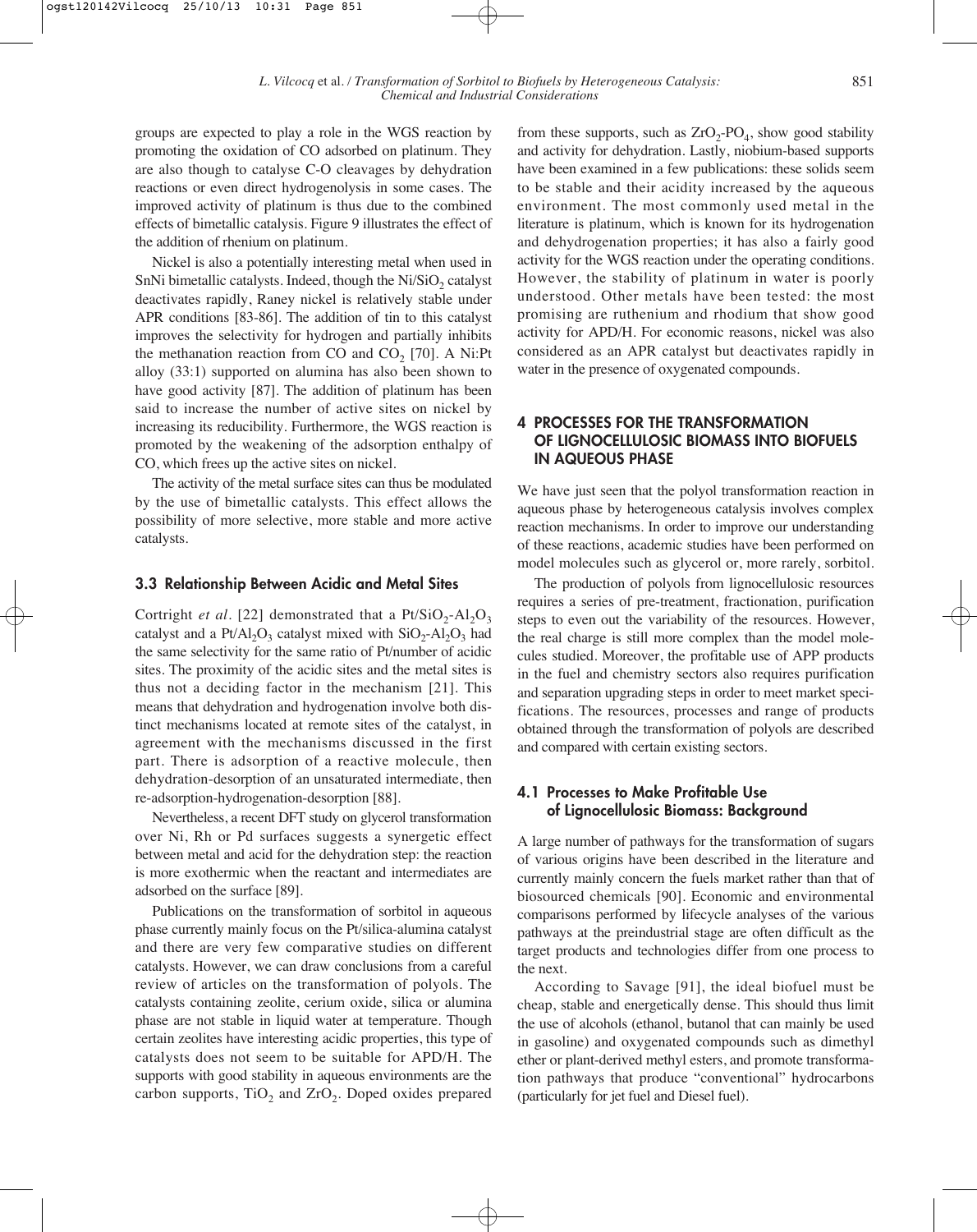groups are expected to play a role in the WGS reaction by promoting the oxidation of CO adsorbed on platinum. They are also though to catalyse C-O cleavages by dehydration reactions or even direct hydrogenolysis in some cases. The improved activity of platinum is thus due to the combined effects of bimetallic catalysis. Figure 9 illustrates the effect of the addition of rhenium on platinum.

Nickel is also a potentially interesting metal when used in SnNi bimetallic catalysts. Indeed, though the Ni/$SiO_2$ catalyst deactivates rapidly, Raney nickel is relatively stable under APR conditions [83-86]. The addition of tin to this catalyst improves the selectivity for hydrogen and partially inhibits the methanation reaction from CO and $CO_2$ [70]. A Ni:Pt alloy (33:1) supported on alumina has also been shown to have good activity [87]. The addition of platinum has been said to increase the number of active sites on nickel by increasing its reducibility. Furthermore, the WGS reaction is promoted by the weakening of the adsorption enthalpy of CO, which frees up the active sites on nickel.

The activity of the metal surface sites can thus be modulated by the use of bimetallic catalysts. This effect allows the possibility of more selective, more stable and more active catalysts.

### 3.3 Relationship Between Acidic and Metal Sites

Cortright *et al*. [22] demonstrated that a Pt/$SiO_2$-$Al_2O_3$ catalyst and a Pt/$Al_2O_3$ catalyst mixed with $SiO_2$-$Al_2O_3$ had the same selectivity for the same ratio of Pt/number of acidic sites. The proximity of the acidic sites and the metal sites is thus not a deciding factor in the mechanism [21]. This means that dehydration and hydrogenation involve both distinct mechanisms located at remote sites of the catalyst, in agreement with the mechanisms discussed in the first part. There is adsorption of a reactive molecule, then dehydration-desorption of an unsaturated intermediate, then re-adsorption-hydrogenation-desorption [88].

Nevertheless, a recent DFT study on glycerol transformation over Ni, Rh or Pd surfaces suggests a synergetic effect between metal and acid for the dehydration step: the reaction is more exothermic when the reactant and intermediates are adsorbed on the surface [89].

Publications on the transformation of sorbitol in aqueous phase currently mainly focus on the Pt/silica-alumina catalyst and there are very few comparative studies on different catalysts. However, we can draw conclusions from a careful review of articles on the transformation of polyols. The catalysts containing zeolite, cerium oxide, silica or alumina phase are not stable in liquid water at temperature. Though certain zeolites have interesting acidic properties, this type of catalysts does not seem to be suitable for APD/H. The supports with good stability in aqueous environments are the carbon supports, $TiO_2$ and $ZrO_2$. Doped oxides prepared from these supports, such as $ZrO_2$-$PO_4$, show good stability and activity for dehydration. Lastly, niobium-based supports have been examined in a few publications: these solids seem to be stable and their acidity increased by the aqueous environment. The most commonly used metal in the literature is platinum, which is known for its hydrogenation and dehydrogenation properties; it has also a fairly good activity for the WGS reaction under the operating conditions. However, the stability of platinum in water is poorly understood. Other metals have been tested: the most promising are ruthenium and rhodium that show good activity for APD/H. For economic reasons, nickel was also considered as an APR catalyst but deactivates rapidly in water in the presence of oxygenated compounds.

## 4 PROCESSES FOR THE TRANSFORMATION OF LIGNOCELLULOSIC BIOMASS INTO BIOFUELS IN AQUEOUS PHASE

We have just seen that the polyol transformation reaction in aqueous phase by heterogeneous catalysis involves complex reaction mechanisms. In order to improve our understanding of these reactions, academic studies have been performed on model molecules such as glycerol or, more rarely, sorbitol.

The production of polyols from lignocellulosic resources requires a series of pre-treatment, fractionation, purification steps to even out the variability of the resources. However, the real charge is still more complex than the model molecules studied. Moreover, the profitable use of APP products in the fuel and chemistry sectors also requires purification and separation upgrading steps in order to meet market specifications. The resources, processes and range of products obtained through the transformation of polyols are described and compared with certain existing sectors.

### 4.1 Processes to Make Profitable Use of Lignocellulosic Biomass: Background

A large number of pathways for the transformation of sugars of various origins have been described in the literature and currently mainly concern the fuels market rather than that of biosourced chemicals [90]. Economic and environmental comparisons performed by lifecycle analyses of the various pathways at the preindustrial stage are often difficult as the target products and technologies differ from one process to the next.

According to Savage [91], the ideal biofuel must be cheap, stable and energetically dense. This should thus limit the use of alcohols (ethanol, butanol that can mainly be used in gasoline) and oxygenated compounds such as dimethyl ether or plant-derived methyl esters, and promote transformation pathways that produce "conventional" hydrocarbons (particularly for jet fuel and Diesel fuel).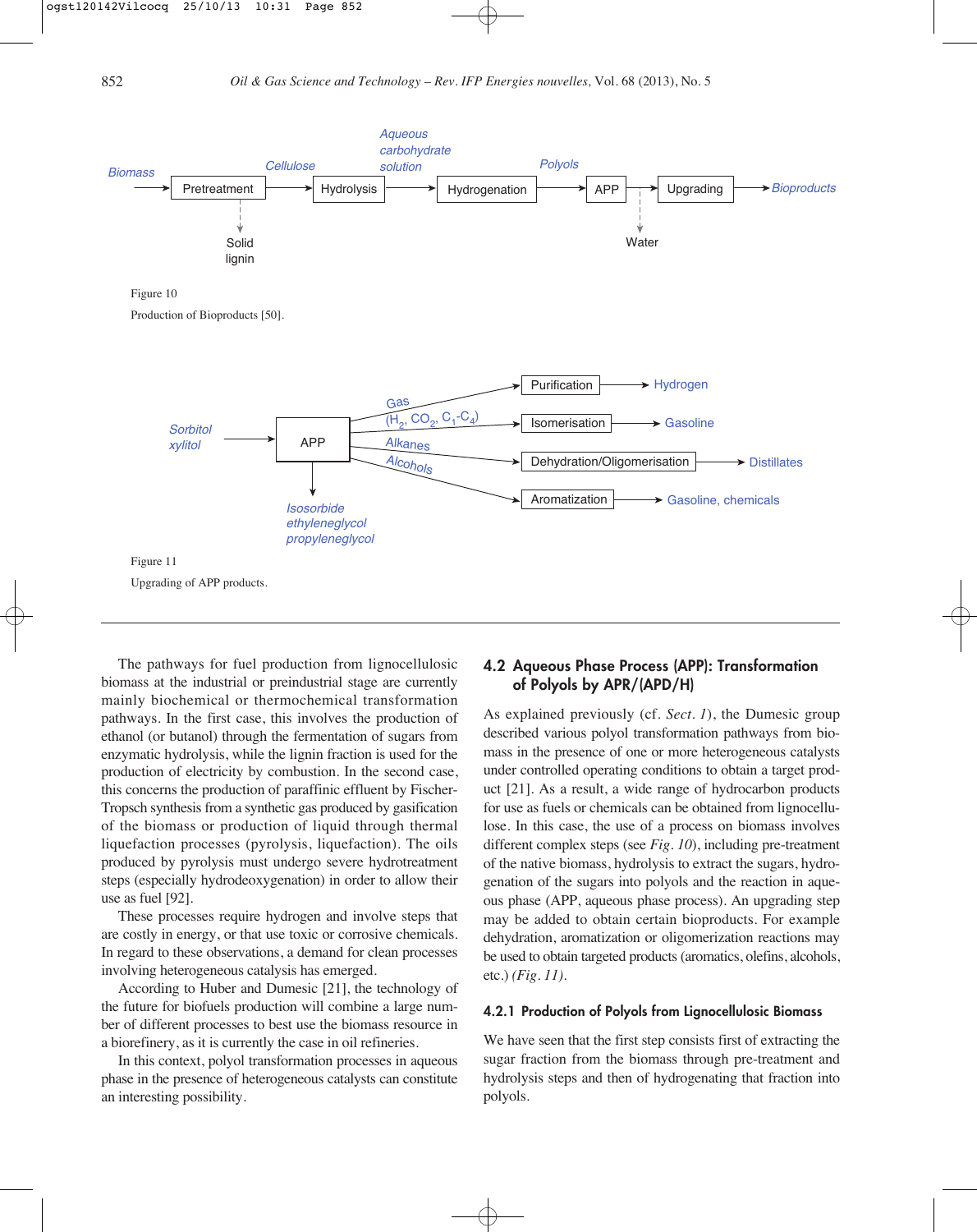Figure 10

Production of Bioproducts [50].

Figure 11

Upgrading of APP products.

The pathways for fuel production from lignocellulosic biomass at the industrial or preindustrial stage are currently mainly biochemical or thermochemical transformation pathways. In the first case, this involves the production of ethanol (or butanol) through the fermentation of sugars from enzymatic hydrolysis, while the lignin fraction is used for the production of electricity by combustion. In the second case, this concerns the production of paraffinic effluent by Fischer-Tropsch synthesis from a synthetic gas produced by gasification of the biomass or production of liquid through thermal liquefaction processes (pyrolysis, liquefaction). The oils produced by pyrolysis must undergo severe hydrotreatment steps (especially hydrodeoxygenation) in order to allow their use as fuel [92].

These processes require hydrogen and involve steps that are costly in energy, or that use toxic or corrosive chemicals. In regard to these observations, a demand for clean processes involving heterogeneous catalysis has emerged.

According to Huber and Dumesic [21], the technology of the future for biofuels production will combine a large number of different processes to best use the biomass resource in a biorefinery, as it is currently the case in oil refineries.

In this context, polyol transformation processes in aqueous phase in the presence of heterogeneous catalysts can constitute an interesting possibility.

## 4.2 Aqueous Phase Process (APP): Transformation of Polyols by APR/(APD/H)

As explained previously (cf. *Sect. 1*), the Dumesic group described various polyol transformation pathways from biomass in the presence of one or more heterogeneous catalysts under controlled operating conditions to obtain a target product [21]. As a result, a wide range of hydrocarbon products for use as fuels or chemicals can be obtained from lignocellulose. In this case, the use of a process on biomass involves different complex steps (see *Fig. 10*), including pre-treatment of the native biomass, hydrolysis to extract the sugars, hydrogenation of the sugars into polyols and the reaction in aqueous phase (APP, aqueous phase process). An upgrading step may be added to obtain certain bioproducts. For example dehydration, aromatization or oligomerization reactions may be used to obtain targeted products (aromatics, olefins, alcohols, etc.) *(Fig. 11)*.

### 4.2.1 Production of Polyols from Lignocellulosic Biomass

We have seen that the first step consists first of extracting the sugar fraction from the biomass through pre-treatment and hydrolysis steps and then of hydrogenating that fraction into polyols.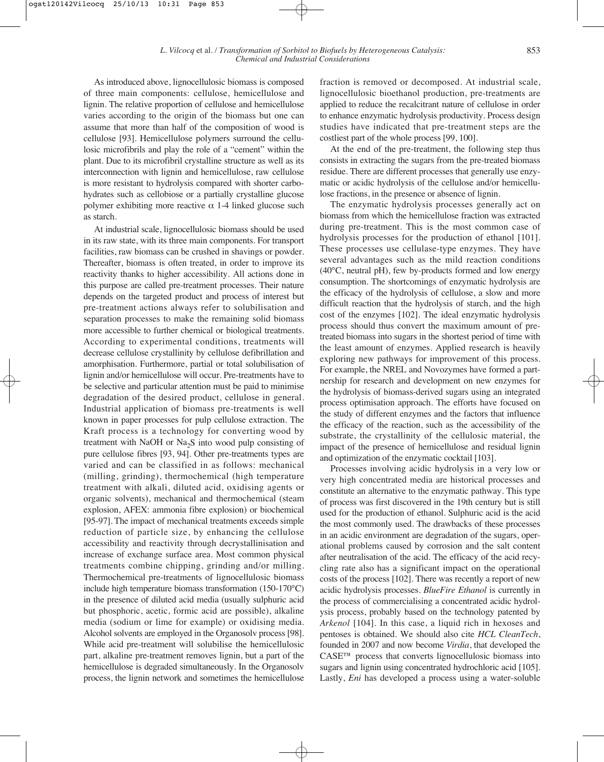As introduced above, lignocellulosic biomass is composed of three main components: cellulose, hemicellulose and lignin. The relative proportion of cellulose and hemicellulose varies according to the origin of the biomass but one can assume that more than half of the composition of wood is cellulose [93]. Hemicellulose polymers surround the cellulosic microfibrils and play the role of a "cement" within the plant. Due to its microfibril crystalline structure as well as its interconnection with lignin and hemicellulose, raw cellulose is more resistant to hydrolysis compared with shorter carbohydrates such as cellobiose or a partially crystalline glucose polymer exhibiting more reactive $\alpha$ 1-4 linked glucose such as starch.

At industrial scale, lignocellulosic biomass should be used in its raw state, with its three main components. For transport facilities, raw biomass can be crushed in shavings or powder. Thereafter, biomass is often treated, in order to improve its reactivity thanks to higher accessibility. All actions done in this purpose are called pre-treatment processes. Their nature depends on the targeted product and process of interest but pre-treatment actions always refer to solubilisation and separation processes to make the remaining solid biomass more accessible to further chemical or biological treatments. According to experimental conditions, treatments will decrease cellulose crystallinity by cellulose defibrillation and amorphisation. Furthermore, partial or total solubilisation of lignin and/or hemicellulose will occur. Pre-treatments have to be selective and particular attention must be paid to minimise degradation of the desired product, cellulose in general. Industrial application of biomass pre-treatments is well known in paper processes for pulp cellulose extraction. The Kraft process is a technology for converting wood by treatment with NaOH or $Na_2S$ into wood pulp consisting of pure cellulose fibres [93, 94]. Other pre-treatments types are varied and can be classified in as follows: mechanical (milling, grinding), thermochemical (high temperature treatment with alkali, diluted acid, oxidising agents or organic solvents), mechanical and thermochemical (steam explosion, AFEX: ammonia fibre explosion) or biochemical [95-97]. The impact of mechanical treatments exceeds simple reduction of particle size, by enhancing the cellulose accessibility and reactivity through decrystallinisation and increase of exchange surface area. Most common physical treatments combine chipping, grinding and/or milling. Thermochemical pre-treatments of lignocellulosic biomass include high temperature biomass transformation (150-170°C) in the presence of diluted acid media (usually sulphuric acid but phosphoric, acetic, formic acid are possible), alkaline media (sodium or lime for example) or oxidising media. Alcohol solvents are employed in the Organosolv process [98]. While acid pre-treatment will solubilise the hemicellulosic part, alkaline pre-treatment removes lignin, but a part of the hemicellulose is degraded simultaneously. In the Organosolv process, the lignin network and sometimes the hemicellulose fraction is removed or decomposed. At industrial scale, lignocellulosic bioethanol production, pre-treatments are applied to reduce the recalcitrant nature of cellulose in order to enhance enzymatic hydrolysis productivity. Process design studies have indicated that pre-treatment steps are the costliest part of the whole process [99, 100].

At the end of the pre-treatment, the following step thus consists in extracting the sugars from the pre-treated biomass residue. There are different processes that generally use enzymatic or acidic hydrolysis of the cellulose and/or hemicellulose fractions, in the presence or absence of lignin.

The enzymatic hydrolysis processes generally act on biomass from which the hemicellulose fraction was extracted during pre-treatment. This is the most common case of hydrolysis processes for the production of ethanol [101]. These processes use cellulase-type enzymes. They have several advantages such as the mild reaction conditions (40°C, neutral pH), few by-products formed and low energy consumption. The shortcomings of enzymatic hydrolysis are the efficacy of the hydrolysis of cellulose, a slow and more difficult reaction that the hydrolysis of starch, and the high cost of the enzymes [102]. The ideal enzymatic hydrolysis process should thus convert the maximum amount of pre-treated biomass into sugars in the shortest period of time with the least amount of enzymes. Applied research is heavily exploring new pathways for improvement of this process. For example, the NREL and Novozymes have formed a partnership for research and development on new enzymes for the hydrolysis of biomass-derived sugars using an integrated process optimisation approach. The efforts have focused on the study of different enzymes and the factors that influence the efficacy of the reaction, such as the accessibility of the substrate, the crystallinity of the cellulosic material, the impact of the presence of hemicellulose and residual lignin and optimization of the enzymatic cocktail [103].

Processes involving acidic hydrolysis in a very low or very high concentrated media are historical processes and constitute an alternative to the enzymatic pathway. This type of process was first discovered in the 19th century but is still used for the production of ethanol. Sulphuric acid is the acid the most commonly used. The drawbacks of these processes in an acidic environment are degradation of the sugars, operational problems caused by corrosion and the salt content after neutralisation of the acid. The efficacy of the acid recycling rate also has a significant impact on the operational costs of the process [102]. There was recently a report of new acidic hydrolysis processes. *BlueFire Ethanol* is currently in the process of commercialising a concentrated acidic hydrolysis process, probably based on the technology patented by *Arkenol* [104]. In this case, a liquid rich in hexoses and pentoses is obtained. We should also cite *HCL CleanTech*, founded in 2007 and now become *Virdia*, that developed the CASE™ process that converts lignocellulosic biomass into sugars and lignin using concentrated hydrochloric acid [105]. Lastly, *Eni* has developed a process using a water-soluble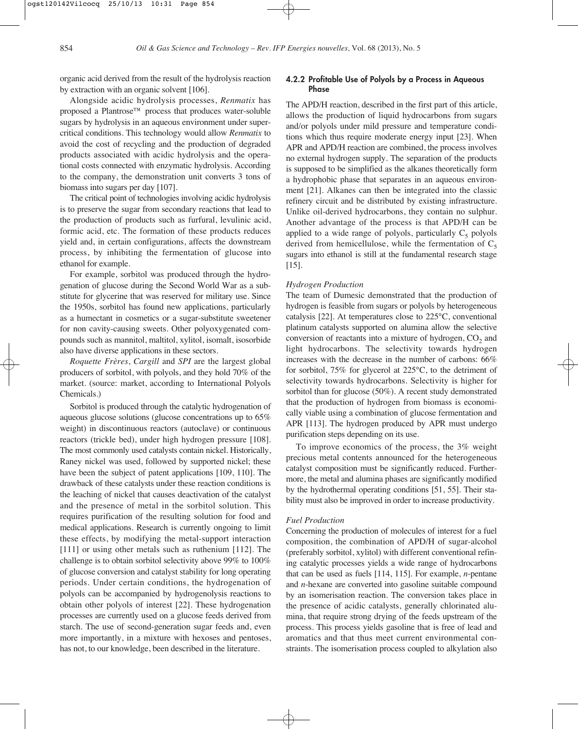organic acid derived from the result of the hydrolysis reaction by extraction with an organic solvent [106].

Alongside acidic hydrolysis processes, *Renmatix* has proposed a Plantrose™ process that produces water-soluble sugars by hydrolysis in an aqueous environment under supercritical conditions. This technology would allow *Renmatix* to avoid the cost of recycling and the production of degraded products associated with acidic hydrolysis and the operational costs connected with enzymatic hydrolysis. According to the company, the demonstration unit converts 3 tons of biomass into sugars per day [107].

The critical point of technologies involving acidic hydrolysis is to preserve the sugar from secondary reactions that lead to the production of products such as furfural, levulinic acid, formic acid, etc. The formation of these products reduces yield and, in certain configurations, affects the downstream process, by inhibiting the fermentation of glucose into ethanol for example.

For example, sorbitol was produced through the hydrogenation of glucose during the Second World War as a substitute for glycerine that was reserved for military use. Since the 1950s, sorbitol has found new applications, particularly as a humectant in cosmetics or a sugar-substitute sweetener for non cavity-causing sweets. Other polyoxygenated compounds such as mannitol, maltitol, xylitol, isomalt, isosorbide also have diverse applications in these sectors.

*Roquette Frères*, *Cargill* and *SPI* are the largest global producers of sorbitol, with polyols, and they hold 70% of the market. (source: market, according to International Polyols Chemicals.)

Sorbitol is produced through the catalytic hydrogenation of aqueous glucose solutions (glucose concentrations up to 65% weight) in discontinuous reactors (autoclave) or continuous reactors (trickle bed), under high hydrogen pressure [108]. The most commonly used catalysts contain nickel. Historically, Raney nickel was used, followed by supported nickel; these have been the subject of patent applications [109, 110]. The drawback of these catalysts under these reaction conditions is the leaching of nickel that causes deactivation of the catalyst and the presence of metal in the sorbitol solution. This requires purification of the resulting solution for food and medical applications. Research is currently ongoing to limit these effects, by modifying the metal-support interaction [111] or using other metals such as ruthenium [112]. The challenge is to obtain sorbitol selectivity above 99% to 100% of glucose conversion and catalyst stability for long operating periods. Under certain conditions, the hydrogenation of polyols can be accompanied by hydrogenolysis reactions to obtain other polyols of interest [22]. These hydrogenation processes are currently used on a glucose feeds derived from starch. The use of second-generation sugar feeds and, even more importantly, in a mixture with hexoses and pentoses, has not, to our knowledge, been described in the literature.

#### 4.2.2 Profitable Use of Polyols by a Process in Aqueous Phase

The APD/H reaction, described in the first part of this article, allows the production of liquid hydrocarbons from sugars and/or polyols under mild pressure and temperature conditions which thus require moderate energy input [23]. When APR and APD/H reaction are combined, the process involves no external hydrogen supply. The separation of the products is supposed to be simplified as the alkanes theoretically form a hydrophobic phase that separates in an aqueous environment [21]. Alkanes can then be integrated into the classic refinery circuit and be distributed by existing infrastructure. Unlike oil-derived hydrocarbons, they contain no sulphur. Another advantage of the process is that APD/H can be applied to a wide range of polyols, particularly $C_5$ polyols derived from hemicellulose, while the fermentation of $C_5$ sugars into ethanol is still at the fundamental research stage [15].

*Hydrogen Production*

The team of Dumesic demonstrated that the production of hydrogen is feasible from sugars or polyols by heterogeneous catalysis [22]. At temperatures close to 225°C, conventional platinum catalysts supported on alumina allow the selective conversion of reactants into a mixture of hydrogen, $CO_2$ and light hydrocarbons. The selectivity towards hydrogen increases with the decrease in the number of carbons: 66% for sorbitol, 75% for glycerol at 225°C, to the detriment of selectivity towards hydrocarbons. Selectivity is higher for sorbitol than for glucose (50%). A recent study demonstrated that the production of hydrogen from biomass is economically viable using a combination of glucose fermentation and APR [113]. The hydrogen produced by APR must undergo purification steps depending on its use.

To improve economics of the process, the 3% weight precious metal contents announced for the heterogeneous catalyst composition must be significantly reduced. Furthermore, the metal and alumina phases are significantly modified by the hydrothermal operating conditions [51, 55]. Their stability must also be improved in order to increase productivity.

*Fuel Production*

Concerning the production of molecules of interest for a fuel composition, the combination of APD/H of sugar-alcohol (preferably sorbitol, xylitol) with different conventional refining catalytic processes yields a wide range of hydrocarbons that can be used as fuels [114, 115]. For example, *n*-pentane and *n*-hexane are converted into gasoline suitable compound by an isomerisation reaction. The conversion takes place in the presence of acidic catalysts, generally chlorinated alumina, that require strong drying of the feeds upstream of the process. This process yields gasoline that is free of lead and aromatics and that thus meet current environmental constraints. The isomerisation process coupled to alkylation also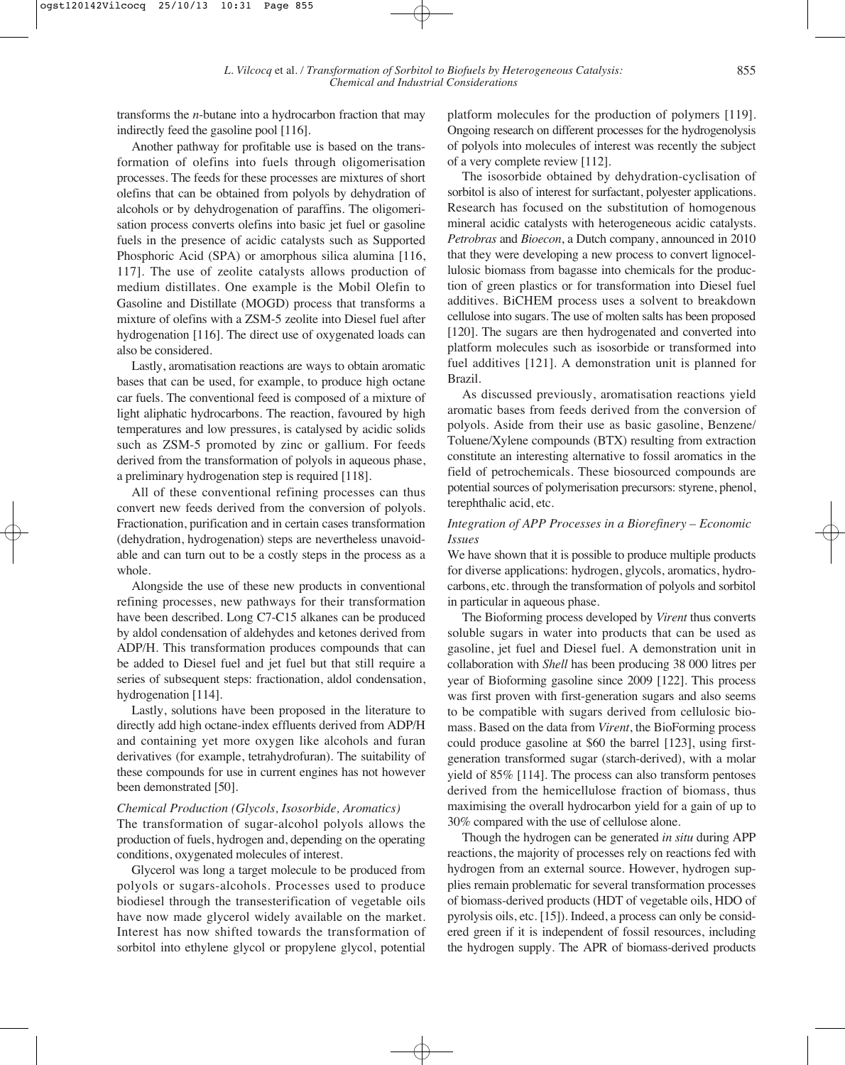transforms the *n*-butane into a hydrocarbon fraction that may indirectly feed the gasoline pool [116].

Another pathway for profitable use is based on the transformation of olefins into fuels through oligomerisation processes. The feeds for these processes are mixtures of short olefins that can be obtained from polyols by dehydration of alcohols or by dehydrogenation of paraffins. The oligomerisation process converts olefins into basic jet fuel or gasoline fuels in the presence of acidic catalysts such as Supported Phosphoric Acid (SPA) or amorphous silica alumina [116, 117]. The use of zeolite catalysts allows production of medium distillates. One example is the Mobil Olefin to Gasoline and Distillate (MOGD) process that transforms a mixture of olefins with a ZSM-5 zeolite into Diesel fuel after hydrogenation [116]. The direct use of oxygenated loads can also be considered.

Lastly, aromatisation reactions are ways to obtain aromatic bases that can be used, for example, to produce high octane car fuels. The conventional feed is composed of a mixture of light aliphatic hydrocarbons. The reaction, favoured by high temperatures and low pressures, is catalysed by acidic solids such as ZSM-5 promoted by zinc or gallium. For feeds derived from the transformation of polyols in aqueous phase, a preliminary hydrogenation step is required [118].

All of these conventional refining processes can thus convert new feeds derived from the conversion of polyols. Fractionation, purification and in certain cases transformation (dehydration, hydrogenation) steps are nevertheless unavoidable and can turn out to be a costly steps in the process as a whole.

Alongside the use of these new products in conventional refining processes, new pathways for their transformation have been described. Long C7-C15 alkanes can be produced by aldol condensation of aldehydes and ketones derived from ADP/H. This transformation produces compounds that can be added to Diesel fuel and jet fuel but that still require a series of subsequent steps: fractionation, aldol condensation, hydrogenation [114].

Lastly, solutions have been proposed in the literature to directly add high octane-index effluents derived from ADP/H and containing yet more oxygen like alcohols and furan derivatives (for example, tetrahydrofuran). The suitability of these compounds for use in current engines has not however been demonstrated [50].

*Chemical Production (Glycols, Isosorbide, Aromatics)*

The transformation of sugar-alcohol polyols allows the production of fuels, hydrogen and, depending on the operating conditions, oxygenated molecules of interest.

Glycerol was long a target molecule to be produced from polyols or sugars-alcohols. Processes used to produce biodiesel through the transesterification of vegetable oils have now made glycerol widely available on the market. Interest has now shifted towards the transformation of sorbitol into ethylene glycol or propylene glycol, potential platform molecules for the production of polymers [119]. Ongoing research on different processes for the hydrogenolysis of polyols into molecules of interest was recently the subject of a very complete review [112].

The isosorbide obtained by dehydration-cyclisation of sorbitol is also of interest for surfactant, polyester applications. Research has focused on the substitution of homogenous mineral acidic catalysts with heterogeneous acidic catalysts. *Petrobras* and *Bioecon*, a Dutch company, announced in 2010 that they were developing a new process to convert lignocellulosic biomass from bagasse into chemicals for the production of green plastics or for transformation into Diesel fuel additives. BiCHEM process uses a solvent to breakdown cellulose into sugars. The use of molten salts has been proposed [120]. The sugars are then hydrogenated and converted into platform molecules such as isosorbide or transformed into fuel additives [121]. A demonstration unit is planned for Brazil.

As discussed previously, aromatisation reactions yield aromatic bases from feeds derived from the conversion of polyols. Aside from their use as basic gasoline, Benzene/Toluene/Xylene compounds (BTX) resulting from extraction constitute an interesting alternative to fossil aromatics in the field of petrochemicals. These biosourced compounds are potential sources of polymerisation precursors: styrene, phenol, terephthalic acid, etc.

*Integration of APP Processes in a Biorefinery – Economic Issues*

We have shown that it is possible to produce multiple products for diverse applications: hydrogen, glycols, aromatics, hydrocarbons, etc. through the transformation of polyols and sorbitol in particular in aqueous phase.

The Bioforming process developed by *Virent* thus converts soluble sugars in water into products that can be used as gasoline, jet fuel and Diesel fuel. A demonstration unit in collaboration with *Shell* has been producing 38 000 litres per year of Bioforming gasoline since 2009 [122]. This process was first proven with first-generation sugars and also seems to be compatible with sugars derived from cellulosic biomass. Based on the data from *Virent*, the BioForming process could produce gasoline at \$60 the barrel [123], using first-generation transformed sugar (starch-derived), with a molar yield of 85% [114]. The process can also transform pentoses derived from the hemicellulose fraction of biomass, thus maximising the overall hydrocarbon yield for a gain of up to 30% compared with the use of cellulose alone.

Though the hydrogen can be generated *in situ* during APP reactions, the majority of processes rely on reactions fed with hydrogen from an external source. However, hydrogen supplies remain problematic for several transformation processes of biomass-derived products (HDT of vegetable oils, HDO of pyrolysis oils, etc. [15]). Indeed, a process can only be considered green if it is independent of fossil resources, including the hydrogen supply. The APR of biomass-derived products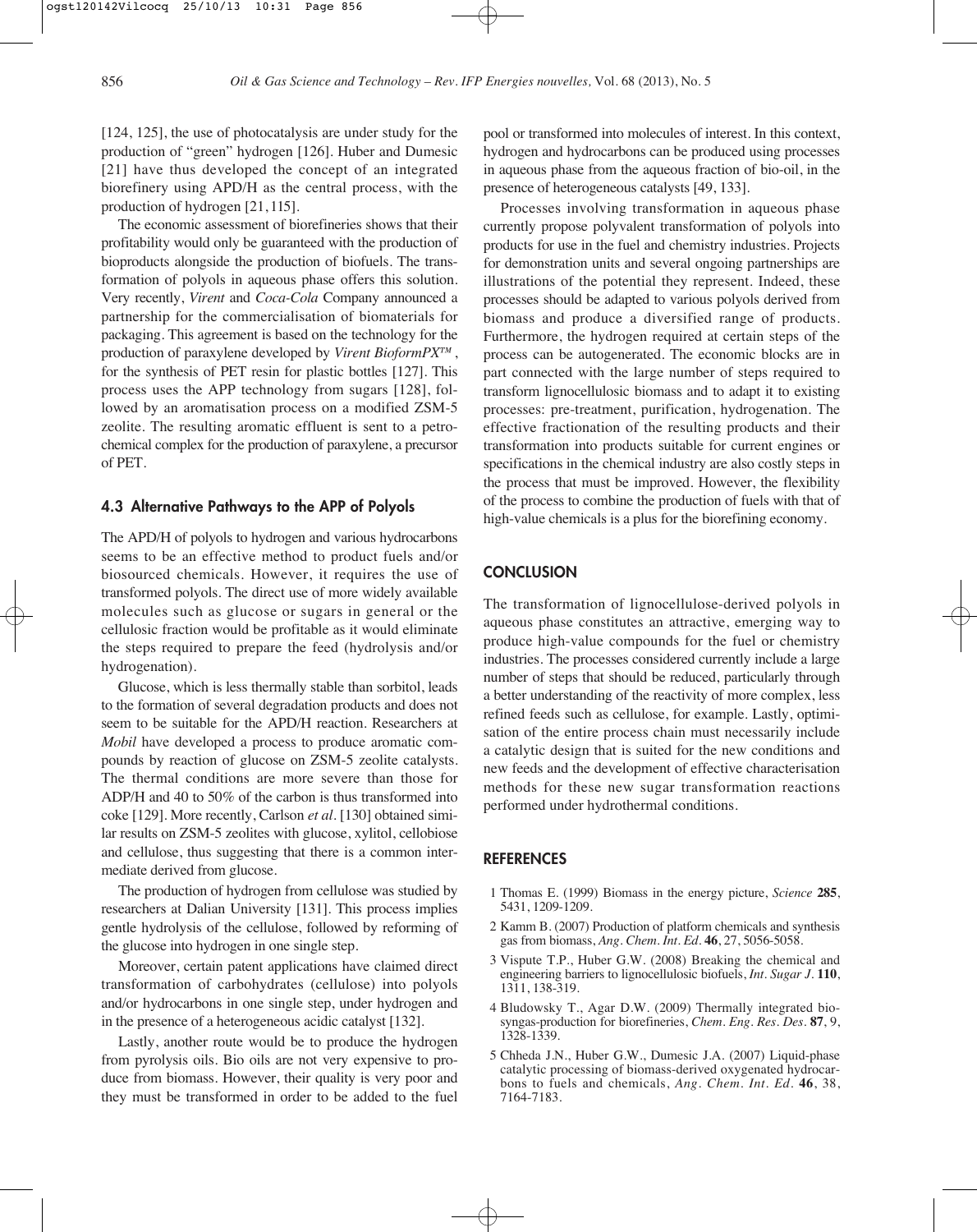[124, 125], the use of photocatalysis are under study for the production of "green" hydrogen [126]. Huber and Dumesic [21] have thus developed the concept of an integrated biorefinery using APD/H as the central process, with the production of hydrogen [21, 115].

The economic assessment of biorefineries shows that their profitability would only be guaranteed with the production of bioproducts alongside the production of biofuels. The transformation of polyols in aqueous phase offers this solution. Very recently, *Virent* and *Coca-Cola* Company announced a partnership for the commercialisation of biomaterials for packaging. This agreement is based on the technology for the production of paraxylene developed by *Virent BioformPX™*, for the synthesis of PET resin for plastic bottles [127]. This process uses the APP technology from sugars [128], followed by an aromatisation process on a modified ZSM-5 zeolite. The resulting aromatic effluent is sent to a petrochemical complex for the production of paraxylene, a precursor of PET.

### 4.3 Alternative Pathways to the APP of Polyols

The APD/H of polyols to hydrogen and various hydrocarbons seems to be an effective method to product fuels and/or biosourced chemicals. However, it requires the use of transformed polyols. The direct use of more widely available molecules such as glucose or sugars in general or the cellulosic fraction would be profitable as it would eliminate the steps required to prepare the feed (hydrolysis and/or hydrogenation).

Glucose, which is less thermally stable than sorbitol, leads to the formation of several degradation products and does not seem to be suitable for the APD/H reaction. Researchers at *Mobil* have developed a process to produce aromatic compounds by reaction of glucose on ZSM-5 zeolite catalysts. The thermal conditions are more severe than those for ADP/H and 40 to 50% of the carbon is thus transformed into coke [129]. More recently, Carlson *et al.* [130] obtained similar results on ZSM-5 zeolites with glucose, xylitol, cellobiose and cellulose, thus suggesting that there is a common intermediate derived from glucose.

The production of hydrogen from cellulose was studied by researchers at Dalian University [131]. This process implies gentle hydrolysis of the cellulose, followed by reforming of the glucose into hydrogen in one single step.

Moreover, certain patent applications have claimed direct transformation of carbohydrates (cellulose) into polyols and/or hydrocarbons in one single step, under hydrogen and in the presence of a heterogeneous acidic catalyst [132].

Lastly, another route would be to produce the hydrogen from pyrolysis oils. Bio oils are not very expensive to produce from biomass. However, their quality is very poor and they must be transformed in order to be added to the fuel pool or transformed into molecules of interest. In this context, hydrogen and hydrocarbons can be produced using processes in aqueous phase from the aqueous fraction of bio-oil, in the presence of heterogeneous catalysts [49, 133].

Processes involving transformation in aqueous phase currently propose polyvalent transformation of polyols into products for use in the fuel and chemistry industries. Projects for demonstration units and several ongoing partnerships are illustrations of the potential they represent. Indeed, these processes should be adapted to various polyols derived from biomass and produce a diversified range of products. Furthermore, the hydrogen required at certain steps of the process can be autogenerated. The economic blocks are in part connected with the large number of steps required to transform lignocellulosic biomass and to adapt it to existing processes: pre-treatment, purification, hydrogenation. The effective fractionation of the resulting products and their transformation into products suitable for current engines or specifications in the chemical industry are also costly steps in the process that must be improved. However, the flexibility of the process to combine the production of fuels with that of high-value chemicals is a plus for the biorefining economy.

## CONCLUSION

The transformation of lignocellulose-derived polyols in aqueous phase constitutes an attractive, emerging way to produce high-value compounds for the fuel or chemistry industries. The processes considered currently include a large number of steps that should be reduced, particularly through a better understanding of the reactivity of more complex, less refined feeds such as cellulose, for example. Lastly, optimisation of the entire process chain must necessarily include a catalytic design that is suited for the new conditions and new feeds and the development of effective characterisation methods for these new sugar transformation reactions performed under hydrothermal conditions.

## REFERENCES

1 Thomas E. (1999) Biomass in the energy picture, *Science* **285**, 5431, 1209-1209.

2 Kamm B. (2007) Production of platform chemicals and synthesis gas from biomass, *Ang. Chem. Int. Ed.* **46**, 27, 5056-5058.

3 Vispute T.P., Huber G.W. (2008) Breaking the chemical and engineering barriers to lignocellulosic biofuels, *Int. Sugar J.* **110**, 1311, 138-319.

4 Bludowsky T., Agar D.W. (2009) Thermally integrated bio-syngas-production for biorefineries, *Chem. Eng. Res. Des.* **87**, 9, 1328-1339.

5 Chheda J.N., Huber G.W., Dumesic J.A. (2007) Liquid-phase catalytic processing of biomass-derived oxygenated hydrocarbons to fuels and chemicals, *Ang. Chem. Int. Ed.* **46**, 38, 7164-7183.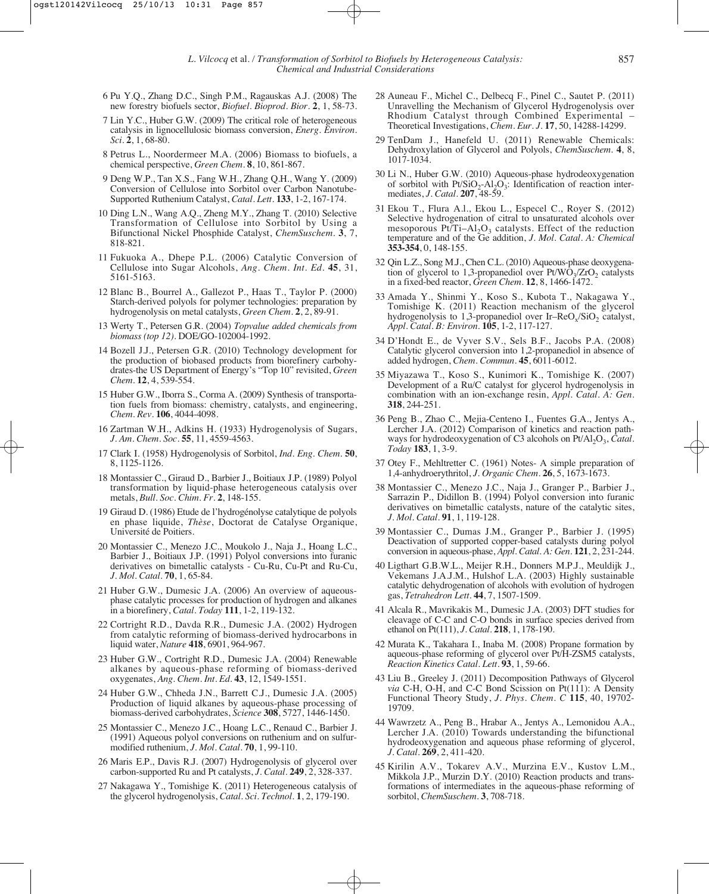6 Pu Y.Q., Zhang D.C., Singh P.M., Ragauskas A.J. (2008) The new forestry biofuels sector, *Biofuel. Bioprod. Bior.* **2**, 1, 58-73.

7 Lin Y.C., Huber G.W. (2009) The critical role of heterogeneous catalysis in lignocellulosic biomass conversion, *Energ. Environ. Sci.* **2**, 1, 68-80.

8 Petrus L., Noordermeer M.A. (2006) Biomass to biofuels, a chemical perspective, *Green Chem.* **8**, 10, 861-867.

9 Deng W.P., Tan X.S., Fang W.H., Zhang Q.H., Wang Y. (2009) Conversion of Cellulose into Sorbitol over Carbon Nanotube-Supported Ruthenium Catalyst, *Catal. Lett.* **133**, 1-2, 167-174.

10 Ding L.N., Wang A.Q., Zheng M.Y., Zhang T. (2010) Selective Transformation of Cellulose into Sorbitol by Using a Bifunctional Nickel Phosphide Catalyst, *ChemSuschem.* **3**, 7, 818-821.

11 Fukuoka A., Dhepe P.L. (2006) Catalytic Conversion of Cellulose into Sugar Alcohols, *Ang. Chem. Int. Ed.* **45**, 31, 5161-5163.

12 Blanc B., Bourrel A., Gallezot P., Haas T., Taylor P. (2000) Starch-derived polyols for polymer technologies: preparation by hydrogenolysis on metal catalysts, *Green Chem.* **2**, 2, 89-91.

13 Werty T., Petersen G.R. (2004) *Topvalue added chemicals from biomass (top 12)*. DOE/GO-102004-1992.

14 Bozell J.J., Petersen G.R. (2010) Technology development for the production of biobased products from biorefinery carbohydrates-the US Department of Energy's "Top 10" revisited, *Green Chem.* **12**, 4, 539-554.

15 Huber G.W., Iborra S., Corma A. (2009) Synthesis of transportation fuels from biomass: chemistry, catalysts, and engineering, *Chem. Rev.* **106**, 4044-4098.

16 Zartman W.H., Adkins H. (1933) Hydrogenolysis of Sugars, *J. Am. Chem. Soc.* **55**, 11, 4559-4563.

17 Clark I. (1958) Hydrogenolysis of Sorbitol, *Ind. Eng. Chem.* **50**, 8, 1125-1126.

18 Montassier C., Giraud D., Barbier J., Boitiaux J.P. (1989) Polyol transformation by liquid-phase heterogeneous catalysis over metals, *Bull. Soc. Chim. Fr.* **2**, 148-155.

19 Giraud D. (1986) Etude de l'hydrogénolyse catalytique de polyols en phase liquide, *Thèse*, Doctorat de Catalyse Organique, Université de Poitiers.

20 Montassier C., Menezo J.C., Moukolo J., Naja J., Hoang L.C., Barbier J., Boitiaux J.P. (1991) Polyol conversions into furanic derivatives on bimetallic catalysts - Cu-Ru, Cu-Pt and Ru-Cu, *J. Mol. Catal.* **70**, 1, 65-84.

21 Huber G.W., Dumesic J.A. (2006) An overview of aqueous-phase catalytic processes for production of hydrogen and alkanes in a biorefinery, *Catal. Today* **111**, 1-2, 119-132.

22 Cortright R.D., Davda R.R., Dumesic J.A. (2002) Hydrogen from catalytic reforming of biomass-derived hydrocarbons in liquid water, *Nature* **418**, 6901, 964-967.

23 Huber G.W., Cortright R.D., Dumesic J.A. (2004) Renewable alkanes by aqueous-phase reforming of biomass-derived oxygenates, *Ang. Chem. Int. Ed.* **43**, 12, 1549-1551.

24 Huber G.W., Chheda J.N., Barrett C.J., Dumesic J.A. (2005) Production of liquid alkanes by aqueous-phase processing of biomass-derived carbohydrates, *Science* **308**, 5727, 1446-1450.

25 Montassier C., Menezo J.C., Hoang L.C., Renaud C., Barbier J. (1991) Aqueous polyol conversions on ruthenium and on sulfur-modified ruthenium, *J. Mol. Catal.* **70**, 1, 99-110.

26 Maris E.P., Davis R.J. (2007) Hydrogenolysis of glycerol over carbon-supported Ru and Pt catalysts, *J. Catal.* **249**, 2, 328-337.

27 Nakagawa Y., Tomishige K. (2011) Heterogeneous catalysis of the glycerol hydrogenolysis, *Catal. Sci. Technol.* **1**, 2, 179-190.

28 Auneau F., Michel C., Delbecq F., Pinel C., Sautet P. (2011) Unravelling the Mechanism of Glycerol Hydrogenolysis over Rhodium Catalyst through Combined Experimental – Theoretical Investigations, *Chem. Eur. J.* **17**, 50, 14288-14299.

29 TenDam J., Hanefeld U. (2011) Renewable Chemicals: Dehydroxylation of Glycerol and Polyols, *ChemSuschem.* **4**, 8, 1017-1034.

30 Li N., Huber G.W. (2010) Aqueous-phase hydrodeoxygenation of sorbitol with $Pt/SiO_2$-$Al_2O_3$: Identification of reaction intermediates, *J. Catal.* **207**, 48-59.

31 Ekou T., Flura A.l., Ekou L., Especel C., Royer S. (2012) Selective hydrogenation of citral to unsaturated alcohols over mesoporous Pt/Ti–$Al_2O_3$ catalysts. Effect of the reduction temperature and of the Ge addition, *J. Mol. Catal. A: Chemical* **353-354**, 0, 148-155.

32 Qin L.Z., Song M.J., Chen C.L. (2010) Aqueous-phase deoxygenation of glycerol to 1,3-propanediol over $Pt/WO_3/ZrO_2$ catalysts in a fixed-bed reactor, *Green Chem.* **12**, 8, 1466-1472.

33 Amada Y., Shinmi Y., Koso S., Kubota T., Nakagawa Y., Tomishige K. (2011) Reaction mechanism of the glycerol hydrogenolysis to 1,3-propanediol over Ir–$ReO_x/SiO_2$ catalyst, *Appl. Catal. B: Environ.* **105**, 1-2, 117-127.

34 D'Hondt E., de Vyver S.V., Sels B.F., Jacobs P.A. (2008) Catalytic glycerol conversion into 1,2-propanediol in absence of added hydrogen, *Chem. Commun.* **45**, 6011-6012.

35 Miyazawa T., Koso S., Kunimori K., Tomishige K. (2007) Development of a Ru/C catalyst for glycerol hydrogenolysis in combination with an ion-exchange resin, *Appl. Catal. A: Gen.* **318**, 244-251.

36 Peng B., Zhao C., Mejia-Centeno I., Fuentes G.A., Jentys A., Lercher J.A. (2012) Comparison of kinetics and reaction pathways for hydrodeoxygenation of C3 alcohols on $Pt/Al_2O_3$, *Catal. Today* **183**, 1, 3-9.

37 Otey F., Mehltretter C. (1961) Notes- A simple preparation of 1,4-anhydroerythritol, *J. Organic Chem.* **26**, 5, 1673-1673.

38 Montassier C., Menezo J.C., Naja J., Granger P., Barbier J., Sarrazin P., Didillon B. (1994) Polyol conversion into furanic derivatives on bimetallic catalysts, nature of the catalytic sites, *J. Mol. Catal.* **91**, 1, 119-128.

39 Montassier C., Dumas J.M., Granger P., Barbier J. (1995) Deactivation of supported copper-based catalysts during polyol conversion in aqueous-phase, *Appl. Catal. A: Gen.* **121**, 2, 231-244.

40 Ligthart G.B.W.L., Meijer R.H., Donners M.P.J., Meuldijk J., Vekemans J.A.J.M., Hulshof L.A. (2003) Highly sustainable catalytic dehydrogenation of alcohols with evolution of hydrogen gas, *Tetrahedron Lett.* **44**, 7, 1507-1509.

41 Alcala R., Mavrikakis M., Dumesic J.A. (2003) DFT studies for cleavage of C-C and C-O bonds in surface species derived from ethanol on Pt(111), *J. Catal.* **218**, 1, 178-190.

42 Murata K., Takahara I., Inaba M. (2008) Propane formation by aqueous-phase reforming of glycerol over Pt/H-ZSM5 catalysts, *Reaction Kinetics Catal. Lett.* **93**, 1, 59-66.

43 Liu B., Greeley J. (2011) Decomposition Pathways of Glycerol *via* C-H, O-H, and C-C Bond Scission on Pt(111): A Density Functional Theory Study, *J. Phys. Chem. C* **115**, 40, 19702-19709.

44 Wawrzetz A., Peng B., Hrabar A., Jentys A., Lemonidou A.A., Lercher J.A. (2010) Towards understanding the bifunctional hydrodeoxygenation and aqueous phase reforming of glycerol, *J. Catal.* **269**, 2, 411-420.

45 Kirilin A.V., Tokarev A.V., Murzina E.V., Kustov L.M., Mikkola J.P., Murzin D.Y. (2010) Reaction products and transformations of intermediates in the aqueous-phase reforming of sorbitol, *ChemSuschem.* **3**, 708-718.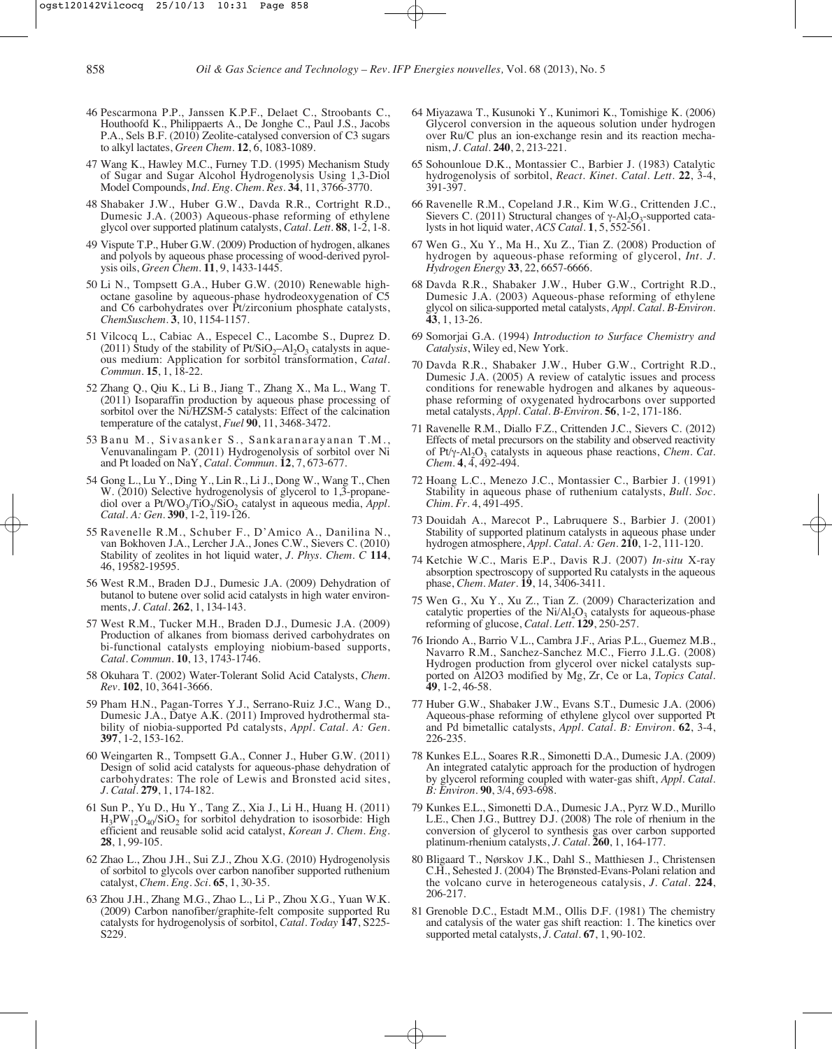46 Pescarmona P.P., Janssen K.P.F., Delaet C., Stroobants C., Houthoofd K., Philippaerts A., De Jonghe C., Paul J.S., Jacobs P.A., Sels B.F. (2010) Zeolite-catalysed conversion of C3 sugars to alkyl lactates, *Green Chem.* **12**, 6, 1083-1089.

47 Wang K., Hawley M.C., Furney T.D. (1995) Mechanism Study of Sugar and Sugar Alcohol Hydrogenolysis Using 1,3-Diol Model Compounds, *Ind. Eng. Chem. Res.* **34**, 11, 3766-3770.

48 Shabaker J.W., Huber G.W., Davda R.R., Cortright R.D., Dumesic J.A. (2003) Aqueous-phase reforming of ethylene glycol over supported platinum catalysts, *Catal. Lett.* **88**, 1-2, 1-8.

49 Vispute T.P., Huber G.W. (2009) Production of hydrogen, alkanes and polyols by aqueous phase processing of wood-derived pyrolysis oils, *Green Chem.* **11**, 9, 1433-1445.

50 Li N., Tompsett G.A., Huber G.W. (2010) Renewable high-octane gasoline by aqueous-phase hydrodeoxygenation of C5 and C6 carbohydrates over Pt/zirconium phosphate catalysts, *ChemSuschem.* **3**, 10, 1154-1157.

51 Vilcocq L., Cabiac A., Especel C., Lacombe S., Duprez D. (2011) Study of the stability of Pt/$SiO_2$–$Al_2O_3$ catalysts in aqueous medium: Application for sorbitol transformation, *Catal. Commun.* **15**, 1, 18-22.

52 Zhang Q., Qiu K., Li B., Jiang T., Zhang X., Ma L., Wang T. (2011) Isoparaffin production by aqueous phase processing of sorbitol over the Ni/HZSM-5 catalysts: Effect of the calcination temperature of the catalyst, *Fuel* **90**, 11, 3468-3472.

53 Banu M., Sivasanker S., Sankaranarayanan T.M., Venuvanalingam P. (2011) Hydrogenolysis of sorbitol over Ni and Pt loaded on NaY, *Catal. Commun.* **12**, 7, 673-677.

54 Gong L., Lu Y., Ding Y., Lin R., Li J., Dong W., Wang T., Chen W. (2010) Selective hydrogenolysis of glycerol to 1,3-propanediol over a Pt/$WO_3$/$TiO_2$/$SiO_2$ catalyst in aqueous media, *Appl. Catal. A: Gen.* **390**, 1-2, 119-126.

55 Ravenelle R.M., Schuber F., D'Amico A., Danilina N., van Bokhoven J.A., Lercher J.A., Jones C.W., Sievers C. (2010) Stability of zeolites in hot liquid water, *J. Phys. Chem. C* **114**, 46, 19582-19595.

56 West R.M., Braden D.J., Dumesic J.A. (2009) Dehydration of butanol to butene over solid acid catalysts in high water environments, *J. Catal.* **262**, 1, 134-143.

57 West R.M., Tucker M.H., Braden D.J., Dumesic J.A. (2009) Production of alkanes from biomass derived carbohydrates on bi-functional catalysts employing niobium-based supports, *Catal. Commun.* **10**, 13, 1743-1746.

58 Okuhara T. (2002) Water-Tolerant Solid Acid Catalysts, *Chem. Rev.* **102**, 10, 3641-3666.

59 Pham H.N., Pagan-Torres Y.J., Serrano-Ruiz J.C., Wang D., Dumesic J.A., Datye A.K. (2011) Improved hydrothermal stability of niobia-supported Pd catalysts, *Appl. Catal. A: Gen.* **397**, 1-2, 153-162.

60 Weingarten R., Tompsett G.A., Conner J., Huber G.W. (2011) Design of solid acid catalysts for aqueous-phase dehydration of carbohydrates: The role of Lewis and Bronsted acid sites, *J. Catal.* **279**, 1, 174-182.

61 Sun P., Yu D., Hu Y., Tang Z., Xia J., Li H., Huang H. (2011) $H_3PW_{12}O_{40}$/$SiO_2$ for sorbitol dehydration to isosorbide: High efficient and reusable solid acid catalyst, *Korean J. Chem. Eng.* **28**, 1, 99-105.

62 Zhao L., Zhou J.H., Sui Z.J., Zhou X.G. (2010) Hydrogenolysis of sorbitol to glycols over carbon nanofiber supported ruthenium catalyst, *Chem. Eng. Sci.* **65**, 1, 30-35.

63 Zhou J.H., Zhang M.G., Zhao L., Li P., Zhou X.G., Yuan W.K. (2009) Carbon nanofiber/graphite-felt composite supported Ru catalysts for hydrogenolysis of sorbitol, *Catal. Today* **147**, S225-S229.

64 Miyazawa T., Kusunoki Y., Kunimori K., Tomishige K. (2006) Glycerol conversion in the aqueous solution under hydrogen over Ru/C plus an ion-exchange resin and its reaction mechanism, *J. Catal.* **240**, 2, 213-221.

65 Sohounloue D.K., Montassier C., Barbier J. (1983) Catalytic hydrogenolysis of sorbitol, *React. Kinet. Catal. Lett.* **22**, 3-4, 391-397.

66 Ravenelle R.M., Copeland J.R., Kim W.G., Crittenden J.C., Sievers C. (2011) Structural changes of γ-$Al_2O_3$-supported catalysts in hot liquid water, *ACS Catal.* **1**, 5, 552-561.

67 Wen G., Xu Y., Ma H., Xu Z., Tian Z. (2008) Production of hydrogen by aqueous-phase reforming of glycerol, *Int. J. Hydrogen Energy* **33**, 22, 6657-6666.

68 Davda R.R., Shabaker J.W., Huber G.W., Cortright R.D., Dumesic J.A. (2003) Aqueous-phase reforming of ethylene glycol on silica-supported metal catalysts, *Appl. Catal. B-Environ.* **43**, 1, 13-26.

69 Somorjai G.A. (1994) *Introduction to Surface Chemistry and Catalysis*, Wiley ed, New York.

70 Davda R.R., Shabaker J.W., Huber G.W., Cortright R.D., Dumesic J.A. (2005) A review of catalytic issues and process conditions for renewable hydrogen and alkanes by aqueous-phase reforming of oxygenated hydrocarbons over supported metal catalysts, *Appl. Catal. B-Environ.* **56**, 1-2, 171-186.

71 Ravenelle R.M., Diallo F.Z., Crittenden J.C., Sievers C. (2012) Effects of metal precursors on the stability and observed reactivity of Pt/γ-$Al_2O_3$ catalysts in aqueous phase reactions, *Chem. Cat. Chem.* **4**, 4, 492-494.

72 Hoang L.C., Menezo J.C., Montassier C., Barbier J. (1991) Stability in aqueous phase of ruthenium catalysts, *Bull. Soc. Chim. Fr.* 4, 491-495.

73 Douidah A., Marecot P., Labruquere S., Barbier J. (2001) Stability of supported platinum catalysts in aqueous phase under hydrogen atmosphere, *Appl. Catal. A: Gen.* **210**, 1-2, 111-120.

74 Ketchie W.C., Maris E.P., Davis R.J. (2007) *In-situ* X-ray absorption spectroscopy of supported Ru catalysts in the aqueous phase, *Chem. Mater.* **19**, 14, 3406-3411.

75 Wen G., Xu Y., Xu Z., Tian Z. (2009) Characterization and catalytic properties of the Ni/$Al_2O_3$ catalysts for aqueous-phase reforming of glucose, *Catal. Lett.* **129**, 250-257.

76 Iriondo A., Barrio V.L., Cambra J.F., Arias P.L., Guemez M.B., Navarro R.M., Sanchez-Sanchez M.C., Fierro J.L.G. (2008) Hydrogen production from glycerol over nickel catalysts supported on Al2O3 modified by Mg, Zr, Ce or La, *Topics Catal.* **49**, 1-2, 46-58.

77 Huber G.W., Shabaker J.W., Evans S.T., Dumesic J.A. (2006) Aqueous-phase reforming of ethylene glycol over supported Pt and Pd bimetallic catalysts, *Appl. Catal. B: Environ.* **62**, 3-4, 226-235.

78 Kunkes E.L., Soares R.R., Simonetti D.A., Dumesic J.A. (2009) An integrated catalytic approach for the production of hydrogen by glycerol reforming coupled with water-gas shift, *Appl. Catal. B: Environ.* **90**, 3/4, 693-698.

79 Kunkes E.L., Simonetti D.A., Dumesic J.A., Pyrz W.D., Murillo L.E., Chen J.G., Buttrey D.J. (2008) The role of rhenium in the conversion of glycerol to synthesis gas over carbon supported platinum-rhenium catalysts, *J. Catal.* **260**, 1, 164-177.

80 Bligaard T., Nørskov J.K., Dahl S., Matthiesen J., Christensen C.H., Sehested J. (2004) The Brønsted-Evans-Polani relation and the volcano curve in heterogeneous catalysis, *J. Catal.* **224**, 206-217.

81 Grenoble D.C., Estadt M.M., Ollis D.F. (1981) The chemistry and catalysis of the water gas shift reaction: 1. The kinetics over supported metal catalysts, *J. Catal.* **67**, 1, 90-102.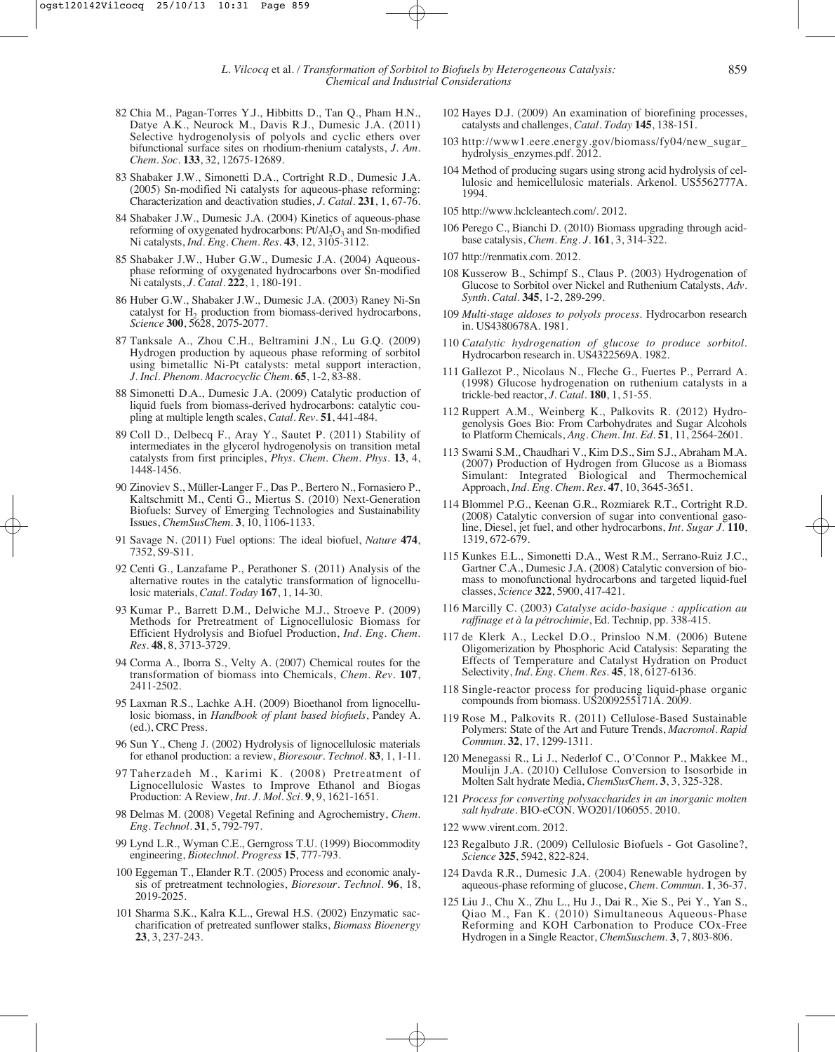82 Chia M., Pagan-Torres Y.J., Hibbitts D., Tan Q., Pham H.N., Datye A.K., Neurock M., Davis R.J., Dumesic J.A. (2011) Selective hydrogenolysis of polyols and cyclic ethers over bifunctional surface sites on rhodium-rhenium catalysts, *J. Am. Chem. Soc.* **133**, 32, 12675-12689.

83 Shabaker J.W., Simonetti D.A., Cortright R.D., Dumesic J.A. (2005) Sn-modified Ni catalysts for aqueous-phase reforming: Characterization and deactivation studies, *J. Catal.* **231**, 1, 67-76.

84 Shabaker J.W., Dumesic J.A. (2004) Kinetics of aqueous-phase reforming of oxygenated hydrocarbons: $Pt/Al_2O_3$ and Sn-modified Ni catalysts, *Ind. Eng. Chem. Res.* **43**, 12, 3105-3112.

85 Shabaker J.W., Huber G.W., Dumesic J.A. (2004) Aqueous-phase reforming of oxygenated hydrocarbons over Sn-modified Ni catalysts, *J. Catal.* **222**, 1, 180-191.

86 Huber G.W., Shabaker J.W., Dumesic J.A. (2003) Raney Ni-Sn catalyst for $H_2$ production from biomass-derived hydrocarbons, *Science* **300**, 5628, 2075-2077.

87 Tanksale A., Zhou C.H., Beltramini J.N., Lu G.Q. (2009) Hydrogen production by aqueous phase reforming of sorbitol using bimetallic Ni-Pt catalysts: metal support interaction, *J. Incl. Phenom. Macrocyclic Chem.* **65**, 1-2, 83-88.

88 Simonetti D.A., Dumesic J.A. (2009) Catalytic production of liquid fuels from biomass-derived hydrocarbons: catalytic coupling at multiple length scales, *Catal. Rev.* **51**, 441-484.

89 Coll D., Delbecq F., Aray Y., Sautet P. (2011) Stability of intermediates in the glycerol hydrogenolysis on transition metal catalysts from first principles, *Phys. Chem. Chem. Phys.* **13**, 4, 1448-1456.

90 Zinoviev S., Müller-Langer F., Das P., Bertero N., Fornasiero P., Kaltschmitt M., Centi G., Miertus S. (2010) Next-Generation Biofuels: Survey of Emerging Technologies and Sustainability Issues, *ChemSusChem.* **3**, 10, 1106-1133.

91 Savage N. (2011) Fuel options: The ideal biofuel, *Nature* **474**, 7352, S9-S11.

92 Centi G., Lanzafame P., Perathoner S. (2011) Analysis of the alternative routes in the catalytic transformation of lignocellulosic materials, *Catal. Today* **167**, 1, 14-30.

93 Kumar P., Barrett D.M., Delwiche M.J., Stroeve P. (2009) Methods for Pretreatment of Lignocellulosic Biomass for Efficient Hydrolysis and Biofuel Production, *Ind. Eng. Chem. Res.* **48**, 8, 3713-3729.

94 Corma A., Iborra S., Velty A. (2007) Chemical routes for the transformation of biomass into Chemicals, *Chem. Rev.* **107**, 2411-2502.

95 Laxman R.S., Lachke A.H. (2009) Bioethanol from lignocellulosic biomass, in *Handbook of plant based biofuels*, Pandey A. (ed.), CRC Press.

96 Sun Y., Cheng J. (2002) Hydrolysis of lignocellulosic materials for ethanol production: a review, *Bioresour. Technol.* **83**, 1, 1-11.

97 Taherzadeh M., Karimi K. (2008) Pretreatment of Lignocellulosic Wastes to Improve Ethanol and Biogas Production: A Review, *Int. J. Mol. Sci.* **9**, 9, 1621-1651.

98 Delmas M. (2008) Vegetal Refining and Agrochemistry, *Chem. Eng. Technol.* **31**, 5, 792-797.

99 Lynd L.R., Wyman C.E., Gerngross T.U. (1999) Biocommodity engineering, *Biotechnol. Progress* **15**, 777-793.

100 Eggeman T., Elander R.T. (2005) Process and economic analysis of pretreatment technologies, *Bioresour. Technol.* **96**, 18, 2019-2025.

101 Sharma S.K., Kalra K.L., Grewal H.S. (2002) Enzymatic saccharification of pretreated sunflower stalks, *Biomass Bioenergy* **23**, 3, 237-243.

102 Hayes D.J. (2009) An examination of biorefining processes, catalysts and challenges, *Catal. Today* **145**, 138-151.

103 http://www1.eere.energy.gov/biomass/fy04/new_sugar_hydrolysis_enzymes.pdf. 2012.

104 Method of producing sugars using strong acid hydrolysis of cellulosic and hemicellulosic materials. Arkenol. US5562777A. 1994.

105 http://www.hclcleantech.com/. 2012.

106 Perego C., Bianchi D. (2010) Biomass upgrading through acid-base catalysis, *Chem. Eng. J.* **161**, 3, 314-322.

107 http://renmatix.com. 2012.

108 Kusserow B., Schimpf S., Claus P. (2003) Hydrogenation of Glucose to Sorbitol over Nickel and Ruthenium Catalysts, *Adv. Synth. Catal.* **345**, 1-2, 289-299.

109 *Multi-stage aldoses to polyols process.* Hydrocarbon research in. US4380678A. 1981.

110 *Catalytic hydrogenation of glucose to produce sorbitol.* Hydrocarbon research in. US4322569A. 1982.

111 Gallezot P., Nicolaus N., Fleche G., Fuertes P., Perrard A. (1998) Glucose hydrogenation on ruthenium catalysts in a trickle-bed reactor, *J. Catal.* **180**, 1, 51-55.

112 Ruppert A.M., Weinberg K., Palkovits R. (2012) Hydrogenolysis Goes Bio: From Carbohydrates and Sugar Alcohols to Platform Chemicals, *Ang. Chem. Int. Ed.* **51**, 11, 2564-2601.

113 Swami S.M., Chaudhari V., Kim D.S., Sim S.J., Abraham M.A. (2007) Production of Hydrogen from Glucose as a Biomass Simulant: Integrated Biological and Thermochemical Approach, *Ind. Eng. Chem. Res.* **47**, 10, 3645-3651.

114 Blommel P.G., Keenan G.R., Rozmiarek R.T., Cortright R.D. (2008) Catalytic conversion of sugar into conventional gasoline, Diesel, jet fuel, and other hydrocarbons, *Int. Sugar J.* **110**, 1319, 672-679.

115 Kunkes E.L., Simonetti D.A., West R.M., Serrano-Ruiz J.C., Gartner C.A., Dumesic J.A. (2008) Catalytic conversion of biomass to monofunctional hydrocarbons and targeted liquid-fuel classes, *Science* **322**, 5900, 417-421.

116 Marcilly C. (2003) *Catalyse acido-basique : application au raffinage et à la pétrochimie*, Ed. Technip, pp. 338-415.

117 de Klerk A., Leckel D.O., Prinsloo N.M. (2006) Butene Oligomerization by Phosphoric Acid Catalysis: Separating the Effects of Temperature and Catalyst Hydration on Product Selectivity, *Ind. Eng. Chem. Res.* **45**, 18, 6127-6136.

118 Single-reactor process for producing liquid-phase organic compounds from biomass. US2009255171A. 2009.

119 Rose M., Palkovits R. (2011) Cellulose-Based Sustainable Polymers: State of the Art and Future Trends, *Macromol. Rapid Commun.* **32**, 17, 1299-1311.

120 Menegassi R., Li J., Nederlof C., O'Connor P., Makkee M., Moulijn J.A. (2010) Cellulose Conversion to Isosorbide in Molten Salt hydrate Media, *ChemSusChem.* **3**, 3, 325-328.

121 *Process for converting polysaccharides in an inorganic molten salt hydrate.* BIO-eCON. WO201/106055. 2010.

122 www.virent.com. 2012.

123 Regalbuto J.R. (2009) Cellulosic Biofuels - Got Gasoline?, *Science* **325**, 5942, 822-824.

124 Davda R.R., Dumesic J.A. (2004) Renewable hydrogen by aqueous-phase reforming of glucose, *Chem. Commun.* **1**, 36-37.

125 Liu J., Chu X., Zhu L., Hu J., Dai R., Xie S., Pei Y., Yan S., Qiao M., Fan K. (2010) Simultaneous Aqueous-Phase Reforming and KOH Carbonation to Produce COx-Free Hydrogen in a Single Reactor, *ChemSuschem.* **3**, 7, 803-806.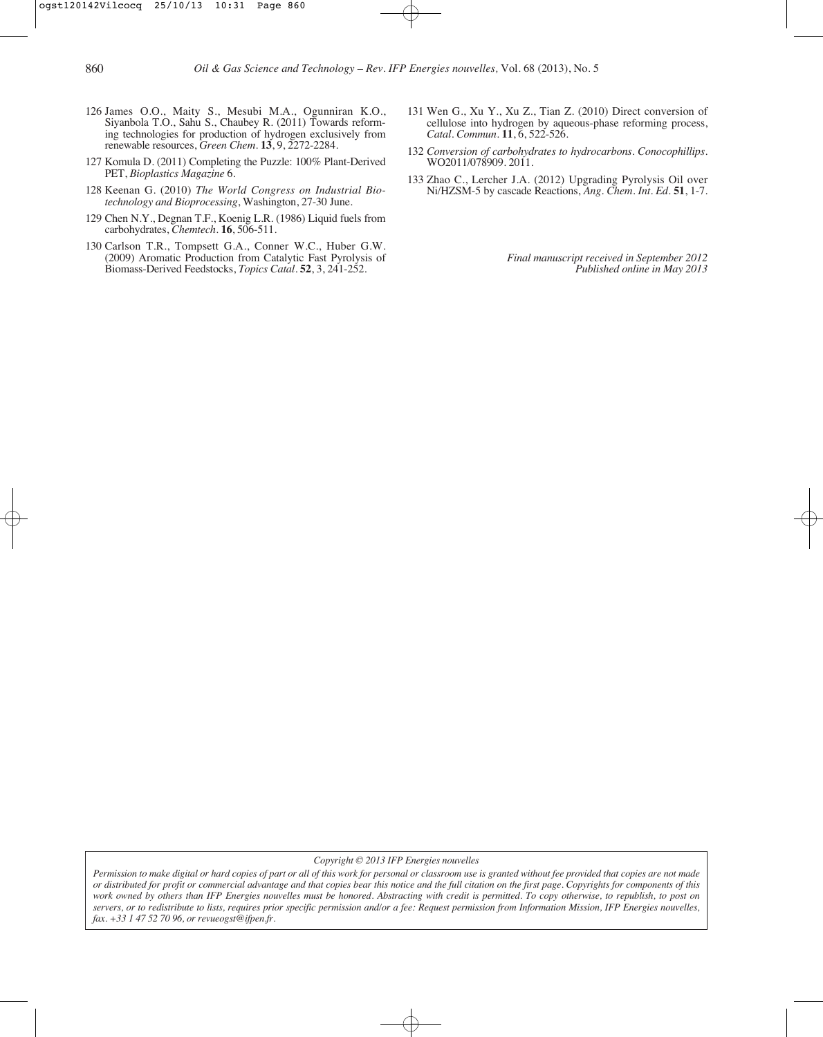126 James O.O., Maity S., Mesubi M.A., Ogunniran K.O., Siyanbola T.O., Sahu S., Chaubey R. (2011) Towards reforming technologies for production of hydrogen exclusively from renewable resources, *Green Chem.* **13**, 9, 2272-2284.

127 Komula D. (2011) Completing the Puzzle: 100% Plant-Derived PET, *Bioplastics Magazine* 6.

128 Keenan G. (2010) *The World Congress on Industrial Biotechnology and Bioprocessing*, Washington, 27-30 June.

129 Chen N.Y., Degnan T.F., Koenig L.R. (1986) Liquid fuels from carbohydrates, *Chemtech.* **16**, 506-511.

130 Carlson T.R., Tompsett G.A., Conner W.C., Huber G.W. (2009) Aromatic Production from Catalytic Fast Pyrolysis of Biomass-Derived Feedstocks, *Topics Catal.* **52**, 3, 241-252.

131 Wen G., Xu Y., Xu Z., Tian Z. (2010) Direct conversion of cellulose into hydrogen by aqueous-phase reforming process, *Catal. Commun.* **11**, 6, 522-526.

132 *Conversion of carbohydrates to hydrocarbons. Conocophillips.* WO2011/078909. 2011.

133 Zhao C., Lercher J.A. (2012) Upgrading Pyrolysis Oil over Ni/HZSM-5 by cascade Reactions, *Ang. Chem. Int. Ed.* **51**, 1-7.

*Final manuscript received in September 2012*
*Published online in May 2013*

*Copyright © 2013 IFP Energies nouvelles*

*Permission to make digital or hard copies of part or all of this work for personal or classroom use is granted without fee provided that copies are not made or distributed for profit or commercial advantage and that copies bear this notice and the full citation on the first page. Copyrights for components of this work owned by others than IFP Energies nouvelles must be honored. Abstracting with credit is permitted. To copy otherwise, to republish, to post on servers, or to redistribute to lists, requires prior specific permission and/or a fee: Request permission from Information Mission, IFP Energies nouvelles, fax. +33 1 47 52 70 96, or revueogst@ifpen.fr.*